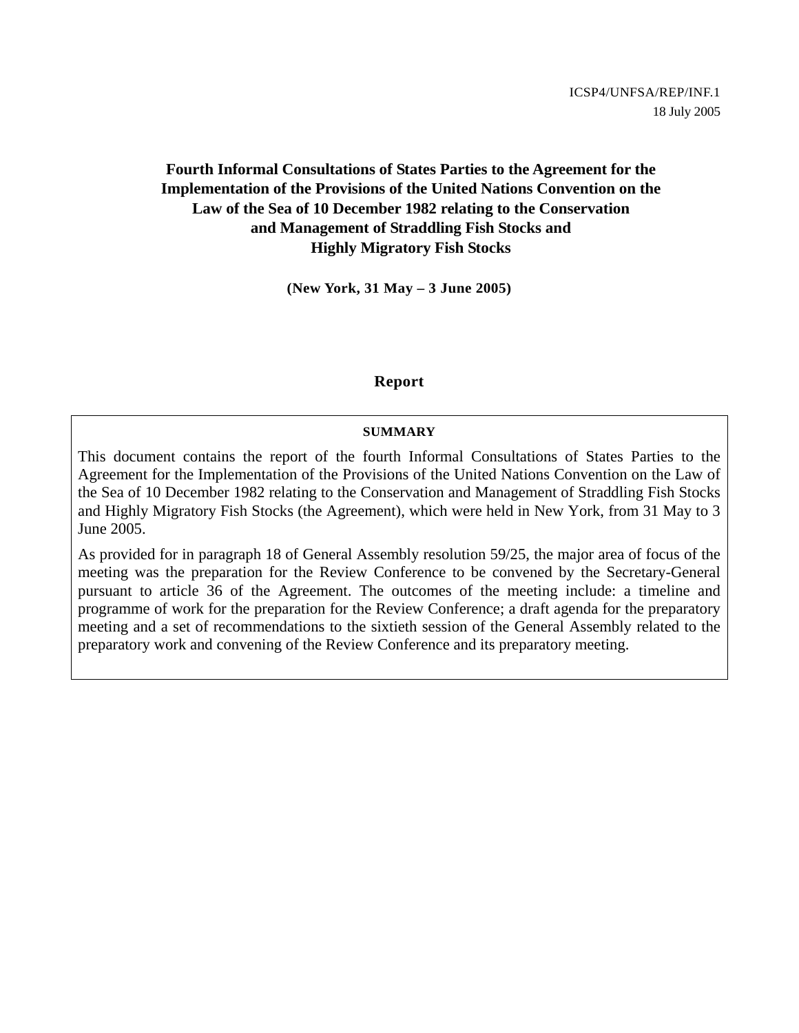ICSP4/UNFSA/REP/INF.1
18 July 2005

# Fourth Informal Consultations of States Parties to the Agreement for the Implementation of the Provisions of the United Nations Convention on the Law of the Sea of 10 December 1982 relating to the Conservation and Management of Straddling Fish Stocks and Highly Migratory Fish Stocks

**(New York, 31 May – 3 June 2005)**

## Report

**SUMMARY**

This document contains the report of the fourth Informal Consultations of States Parties to the Agreement for the Implementation of the Provisions of the United Nations Convention on the Law of the Sea of 10 December 1982 relating to the Conservation and Management of Straddling Fish Stocks and Highly Migratory Fish Stocks (the Agreement), which were held in New York, from 31 May to 3 June 2005.

As provided for in paragraph 18 of General Assembly resolution 59/25, the major area of focus of the meeting was the preparation for the Review Conference to be convened by the Secretary-General pursuant to article 36 of the Agreement. The outcomes of the meeting include: a timeline and programme of work for the preparation for the Review Conference; a draft agenda for the preparatory meeting and a set of recommendations to the sixtieth session of the General Assembly related to the preparatory work and convening of the Review Conference and its preparatory meeting.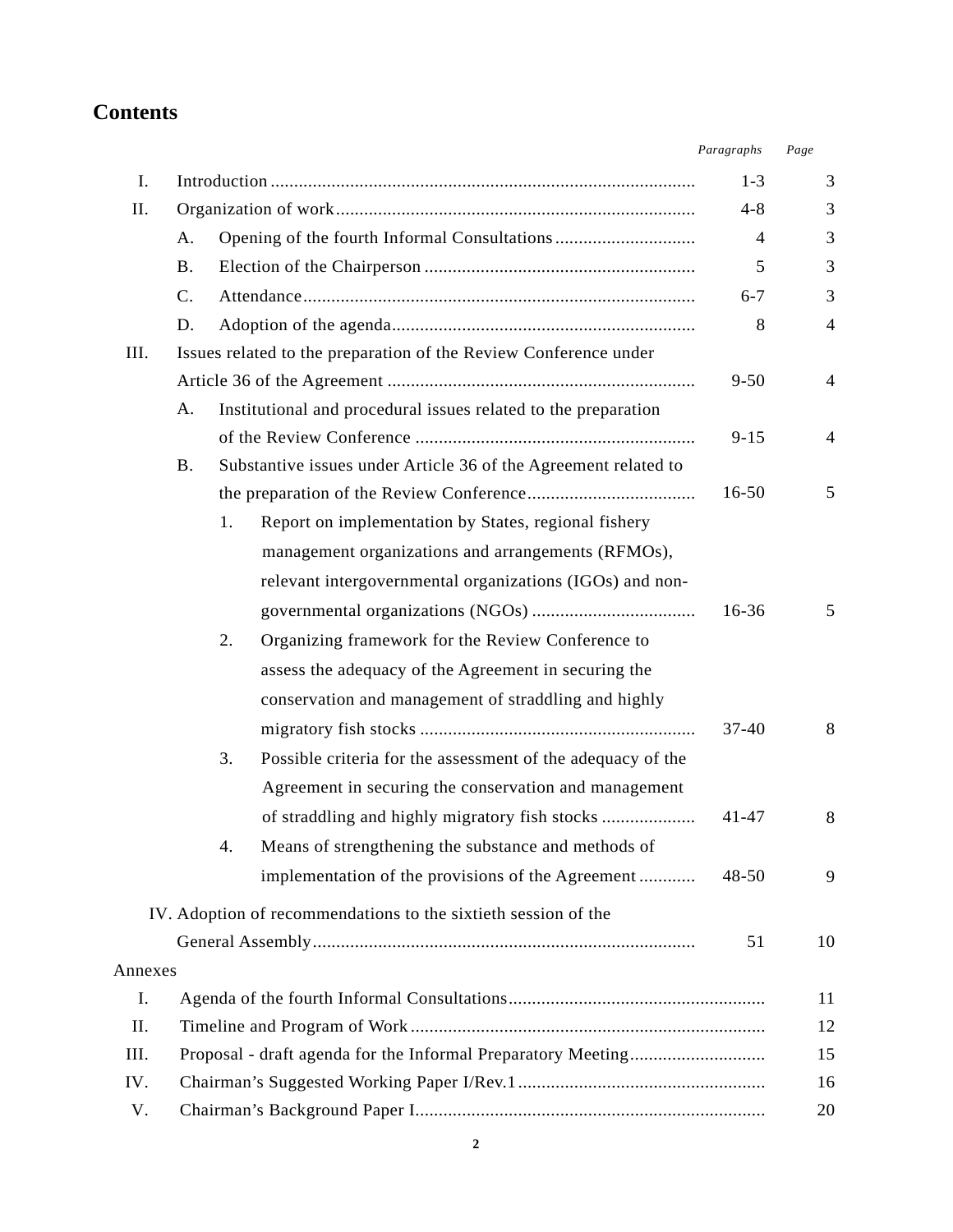## Contents

| | | Paragraphs | Page |
|---|---|---|---|
| I. | Introduction | 1-3 | 3 |
| II. | Organization of work | 4-8 | 3 |
| | A. Opening of the fourth Informal Consultations | 4 | 3 |
| | B. Election of the Chairperson | 5 | 3 |
| | C. Attendance | 6-7 | 3 |
| | D. Adoption of the agenda | 8 | 4 |
| III. | Issues related to the preparation of the Review Conference under Article 36 of the Agreement | 9-50 | 4 |
| | A. Institutional and procedural issues related to the preparation of the Review Conference | 9-15 | 4 |
| | B. Substantive issues under Article 36 of the Agreement related to the preparation of the Review Conference | 16-50 | 5 |
| | 1. Report on implementation by States, regional fishery management organizations and arrangements (RFMOs), relevant intergovernmental organizations (IGOs) and non-governmental organizations (NGOs) | 16-36 | 5 |
| | 2. Organizing framework for the Review Conference to assess the adequacy of the Agreement in securing the conservation and management of straddling and highly migratory fish stocks | 37-40 | 8 |
| | 3. Possible criteria for the assessment of the adequacy of the Agreement in securing the conservation and management of straddling and highly migratory fish stocks | 41-47 | 8 |
| | 4. Means of strengthening the substance and methods of implementation of the provisions of the Agreement | 48-50 | 9 |
| IV. | Adoption of recommendations to the sixtieth session of the General Assembly | 51 | 10 |
| Annexes | | | |
| I. | Agenda of the fourth Informal Consultations | | 11 |
| II. | Timeline and Program of Work | | 12 |
| III. | Proposal - draft agenda for the Informal Preparatory Meeting | | 15 |
| IV. | Chairman's Suggested Working Paper I/Rev.1 | | 16 |
| V. | Chairman's Background Paper I | | 20 |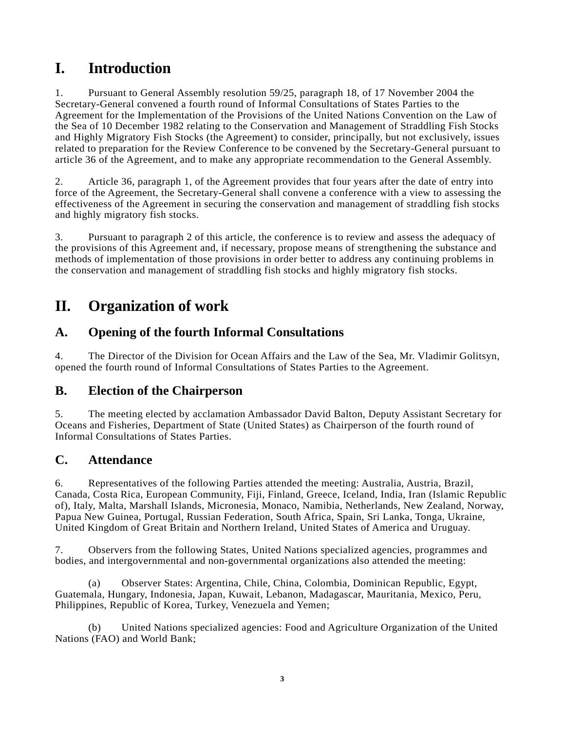# I. Introduction

1. Pursuant to General Assembly resolution 59/25, paragraph 18, of 17 November 2004 the Secretary-General convened a fourth round of Informal Consultations of States Parties to the Agreement for the Implementation of the Provisions of the United Nations Convention on the Law of the Sea of 10 December 1982 relating to the Conservation and Management of Straddling Fish Stocks and Highly Migratory Fish Stocks (the Agreement) to consider, principally, but not exclusively, issues related to preparation for the Review Conference to be convened by the Secretary-General pursuant to article 36 of the Agreement, and to make any appropriate recommendation to the General Assembly.

2. Article 36, paragraph 1, of the Agreement provides that four years after the date of entry into force of the Agreement, the Secretary-General shall convene a conference with a view to assessing the effectiveness of the Agreement in securing the conservation and management of straddling fish stocks and highly migratory fish stocks.

3. Pursuant to paragraph 2 of this article, the conference is to review and assess the adequacy of the provisions of this Agreement and, if necessary, propose means of strengthening the substance and methods of implementation of those provisions in order better to address any continuing problems in the conservation and management of straddling fish stocks and highly migratory fish stocks.

# II. Organization of work

## A. Opening of the fourth Informal Consultations

4. The Director of the Division for Ocean Affairs and the Law of the Sea, Mr. Vladimir Golitsyn, opened the fourth round of Informal Consultations of States Parties to the Agreement.

## B. Election of the Chairperson

5. The meeting elected by acclamation Ambassador David Balton, Deputy Assistant Secretary for Oceans and Fisheries, Department of State (United States) as Chairperson of the fourth round of Informal Consultations of States Parties.

## C. Attendance

6. Representatives of the following Parties attended the meeting: Australia, Austria, Brazil, Canada, Costa Rica, European Community, Fiji, Finland, Greece, Iceland, India, Iran (Islamic Republic of), Italy, Malta, Marshall Islands, Micronesia, Monaco, Namibia, Netherlands, New Zealand, Norway, Papua New Guinea, Portugal, Russian Federation, South Africa, Spain, Sri Lanka, Tonga, Ukraine, United Kingdom of Great Britain and Northern Ireland, United States of America and Uruguay.

7. Observers from the following States, United Nations specialized agencies, programmes and bodies, and intergovernmental and non-governmental organizations also attended the meeting:

(a) Observer States: Argentina, Chile, China, Colombia, Dominican Republic, Egypt, Guatemala, Hungary, Indonesia, Japan, Kuwait, Lebanon, Madagascar, Mauritania, Mexico, Peru, Philippines, Republic of Korea, Turkey, Venezuela and Yemen;

(b) United Nations specialized agencies: Food and Agriculture Organization of the United Nations (FAO) and World Bank;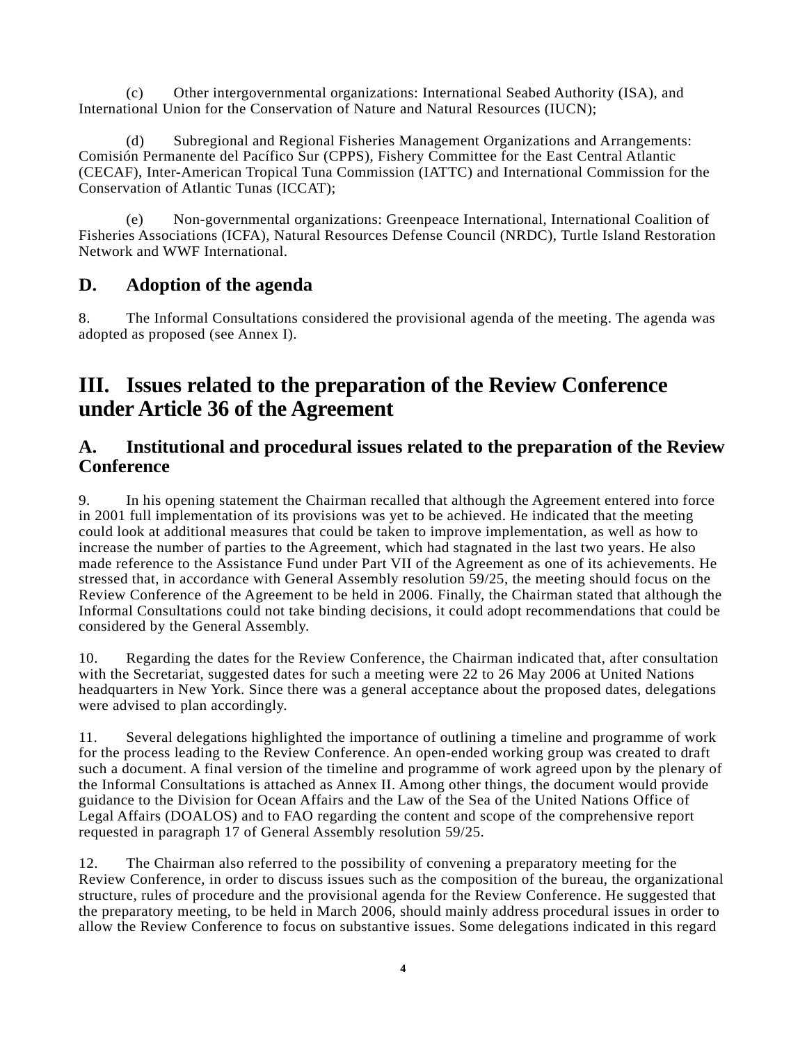(c) Other intergovernmental organizations: International Seabed Authority (ISA), and International Union for the Conservation of Nature and Natural Resources (IUCN);

(d) Subregional and Regional Fisheries Management Organizations and Arrangements: Comisión Permanente del Pacífico Sur (CPPS), Fishery Committee for the East Central Atlantic (CECAF), Inter-American Tropical Tuna Commission (IATTC) and International Commission for the Conservation of Atlantic Tunas (ICCAT);

(e) Non-governmental organizations: Greenpeace International, International Coalition of Fisheries Associations (ICFA), Natural Resources Defense Council (NRDC), Turtle Island Restoration Network and WWF International.

## D. Adoption of the agenda

8. The Informal Consultations considered the provisional agenda of the meeting. The agenda was adopted as proposed (see Annex I).

# III. Issues related to the preparation of the Review Conference under Article 36 of the Agreement

## A. Institutional and procedural issues related to the preparation of the Review Conference

9. In his opening statement the Chairman recalled that although the Agreement entered into force in 2001 full implementation of its provisions was yet to be achieved. He indicated that the meeting could look at additional measures that could be taken to improve implementation, as well as how to increase the number of parties to the Agreement, which had stagnated in the last two years. He also made reference to the Assistance Fund under Part VII of the Agreement as one of its achievements. He stressed that, in accordance with General Assembly resolution 59/25, the meeting should focus on the Review Conference of the Agreement to be held in 2006. Finally, the Chairman stated that although the Informal Consultations could not take binding decisions, it could adopt recommendations that could be considered by the General Assembly.

10. Regarding the dates for the Review Conference, the Chairman indicated that, after consultation with the Secretariat, suggested dates for such a meeting were 22 to 26 May 2006 at United Nations headquarters in New York. Since there was a general acceptance about the proposed dates, delegations were advised to plan accordingly.

11. Several delegations highlighted the importance of outlining a timeline and programme of work for the process leading to the Review Conference. An open-ended working group was created to draft such a document. A final version of the timeline and programme of work agreed upon by the plenary of the Informal Consultations is attached as Annex II. Among other things, the document would provide guidance to the Division for Ocean Affairs and the Law of the Sea of the United Nations Office of Legal Affairs (DOALOS) and to FAO regarding the content and scope of the comprehensive report requested in paragraph 17 of General Assembly resolution 59/25.

12. The Chairman also referred to the possibility of convening a preparatory meeting for the Review Conference, in order to discuss issues such as the composition of the bureau, the organizational structure, rules of procedure and the provisional agenda for the Review Conference. He suggested that the preparatory meeting, to be held in March 2006, should mainly address procedural issues in order to allow the Review Conference to focus on substantive issues. Some delegations indicated in this regard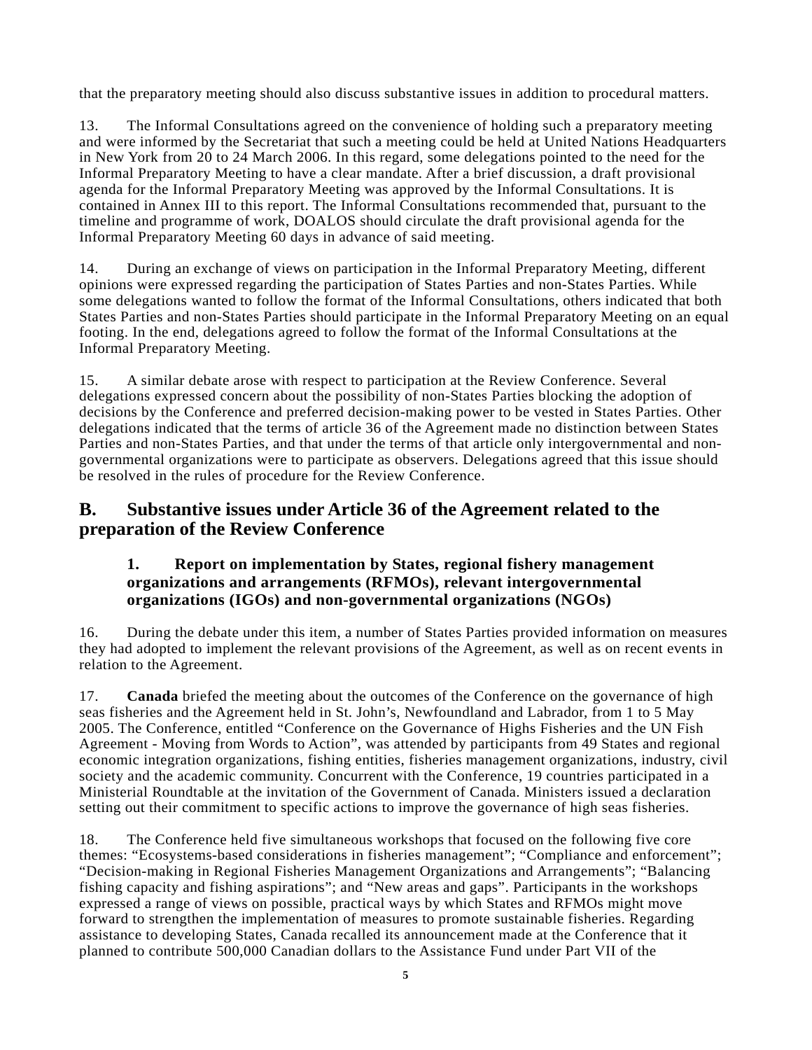that the preparatory meeting should also discuss substantive issues in addition to procedural matters.

13. The Informal Consultations agreed on the convenience of holding such a preparatory meeting and were informed by the Secretariat that such a meeting could be held at United Nations Headquarters in New York from 20 to 24 March 2006. In this regard, some delegations pointed to the need for the Informal Preparatory Meeting to have a clear mandate. After a brief discussion, a draft provisional agenda for the Informal Preparatory Meeting was approved by the Informal Consultations. It is contained in Annex III to this report. The Informal Consultations recommended that, pursuant to the timeline and programme of work, DOALOS should circulate the draft provisional agenda for the Informal Preparatory Meeting 60 days in advance of said meeting.

14. During an exchange of views on participation in the Informal Preparatory Meeting, different opinions were expressed regarding the participation of States Parties and non-States Parties. While some delegations wanted to follow the format of the Informal Consultations, others indicated that both States Parties and non-States Parties should participate in the Informal Preparatory Meeting on an equal footing. In the end, delegations agreed to follow the format of the Informal Consultations at the Informal Preparatory Meeting.

15. A similar debate arose with respect to participation at the Review Conference. Several delegations expressed concern about the possibility of non-States Parties blocking the adoption of decisions by the Conference and preferred decision-making power to be vested in States Parties. Other delegations indicated that the terms of article 36 of the Agreement made no distinction between States Parties and non-States Parties, and that under the terms of that article only intergovernmental and non-governmental organizations were to participate as observers. Delegations agreed that this issue should be resolved in the rules of procedure for the Review Conference.

## B. Substantive issues under Article 36 of the Agreement related to the preparation of the Review Conference

### 1. Report on implementation by States, regional fishery management organizations and arrangements (RFMOs), relevant intergovernmental organizations (IGOs) and non-governmental organizations (NGOs)

16. During the debate under this item, a number of States Parties provided information on measures they had adopted to implement the relevant provisions of the Agreement, as well as on recent events in relation to the Agreement.

17. **Canada** briefed the meeting about the outcomes of the Conference on the governance of high seas fisheries and the Agreement held in St. John's, Newfoundland and Labrador, from 1 to 5 May 2005. The Conference, entitled "Conference on the Governance of Highs Fisheries and the UN Fish Agreement - Moving from Words to Action", was attended by participants from 49 States and regional economic integration organizations, fishing entities, fisheries management organizations, industry, civil society and the academic community. Concurrent with the Conference, 19 countries participated in a Ministerial Roundtable at the invitation of the Government of Canada. Ministers issued a declaration setting out their commitment to specific actions to improve the governance of high seas fisheries.

18. The Conference held five simultaneous workshops that focused on the following five core themes: "Ecosystems-based considerations in fisheries management"; "Compliance and enforcement"; "Decision-making in Regional Fisheries Management Organizations and Arrangements"; "Balancing fishing capacity and fishing aspirations"; and "New areas and gaps". Participants in the workshops expressed a range of views on possible, practical ways by which States and RFMOs might move forward to strengthen the implementation of measures to promote sustainable fisheries. Regarding assistance to developing States, Canada recalled its announcement made at the Conference that it planned to contribute 500,000 Canadian dollars to the Assistance Fund under Part VII of the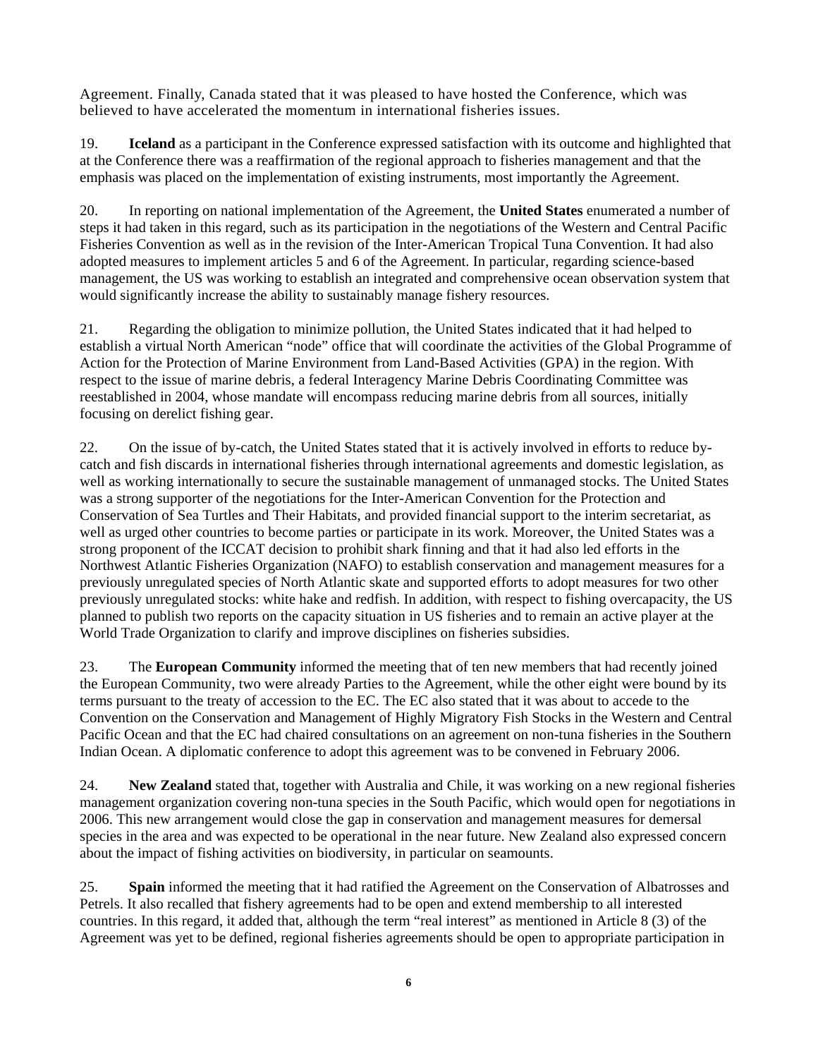Agreement. Finally, Canada stated that it was pleased to have hosted the Conference, which was believed to have accelerated the momentum in international fisheries issues.

19. **Iceland** as a participant in the Conference expressed satisfaction with its outcome and highlighted that at the Conference there was a reaffirmation of the regional approach to fisheries management and that the emphasis was placed on the implementation of existing instruments, most importantly the Agreement.

20. In reporting on national implementation of the Agreement, the **United States** enumerated a number of steps it had taken in this regard, such as its participation in the negotiations of the Western and Central Pacific Fisheries Convention as well as in the revision of the Inter-American Tropical Tuna Convention. It had also adopted measures to implement articles 5 and 6 of the Agreement. In particular, regarding science-based management, the US was working to establish an integrated and comprehensive ocean observation system that would significantly increase the ability to sustainably manage fishery resources.

21. Regarding the obligation to minimize pollution, the United States indicated that it had helped to establish a virtual North American "node" office that will coordinate the activities of the Global Programme of Action for the Protection of Marine Environment from Land-Based Activities (GPA) in the region. With respect to the issue of marine debris, a federal Interagency Marine Debris Coordinating Committee was reestablished in 2004, whose mandate will encompass reducing marine debris from all sources, initially focusing on derelict fishing gear.

22. On the issue of by-catch, the United States stated that it is actively involved in efforts to reduce by-catch and fish discards in international fisheries through international agreements and domestic legislation, as well as working internationally to secure the sustainable management of unmanaged stocks. The United States was a strong supporter of the negotiations for the Inter-American Convention for the Protection and Conservation of Sea Turtles and Their Habitats, and provided financial support to the interim secretariat, as well as urged other countries to become parties or participate in its work. Moreover, the United States was a strong proponent of the ICCAT decision to prohibit shark finning and that it had also led efforts in the Northwest Atlantic Fisheries Organization (NAFO) to establish conservation and management measures for a previously unregulated species of North Atlantic skate and supported efforts to adopt measures for two other previously unregulated stocks: white hake and redfish. In addition, with respect to fishing overcapacity, the US planned to publish two reports on the capacity situation in US fisheries and to remain an active player at the World Trade Organization to clarify and improve disciplines on fisheries subsidies.

23. The **European Community** informed the meeting that of ten new members that had recently joined the European Community, two were already Parties to the Agreement, while the other eight were bound by its terms pursuant to the treaty of accession to the EC. The EC also stated that it was about to accede to the Convention on the Conservation and Management of Highly Migratory Fish Stocks in the Western and Central Pacific Ocean and that the EC had chaired consultations on an agreement on non-tuna fisheries in the Southern Indian Ocean. A diplomatic conference to adopt this agreement was to be convened in February 2006.

24. **New Zealand** stated that, together with Australia and Chile, it was working on a new regional fisheries management organization covering non-tuna species in the South Pacific, which would open for negotiations in 2006. This new arrangement would close the gap in conservation and management measures for demersal species in the area and was expected to be operational in the near future. New Zealand also expressed concern about the impact of fishing activities on biodiversity, in particular on seamounts.

25. **Spain** informed the meeting that it had ratified the Agreement on the Conservation of Albatrosses and Petrels. It also recalled that fishery agreements had to be open and extend membership to all interested countries. In this regard, it added that, although the term "real interest" as mentioned in Article 8 (3) of the Agreement was yet to be defined, regional fisheries agreements should be open to appropriate participation in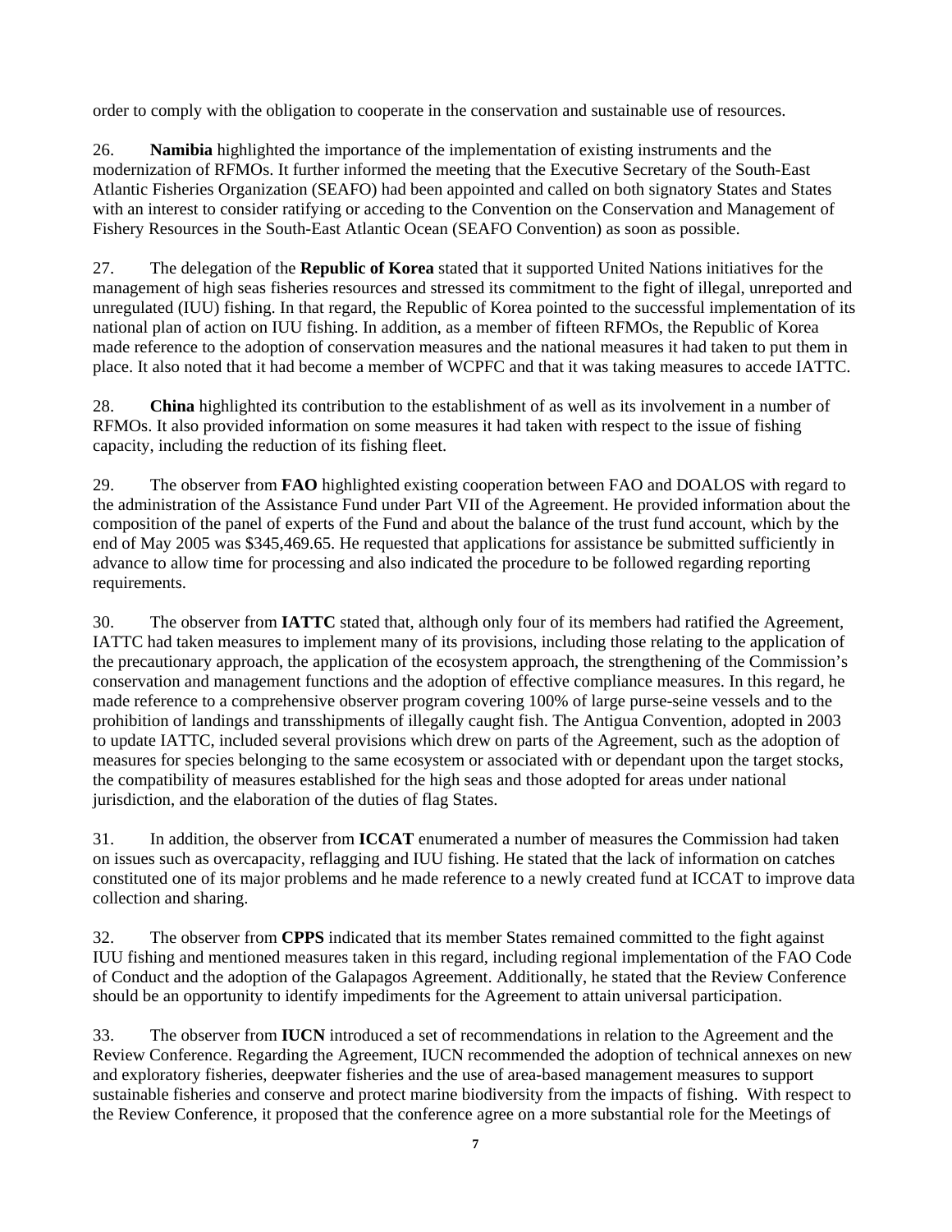order to comply with the obligation to cooperate in the conservation and sustainable use of resources.

26. **Namibia** highlighted the importance of the implementation of existing instruments and the modernization of RFMOs. It further informed the meeting that the Executive Secretary of the South-East Atlantic Fisheries Organization (SEAFO) had been appointed and called on both signatory States and States with an interest to consider ratifying or acceding to the Convention on the Conservation and Management of Fishery Resources in the South-East Atlantic Ocean (SEAFO Convention) as soon as possible.

27. The delegation of the **Republic of Korea** stated that it supported United Nations initiatives for the management of high seas fisheries resources and stressed its commitment to the fight of illegal, unreported and unregulated (IUU) fishing. In that regard, the Republic of Korea pointed to the successful implementation of its national plan of action on IUU fishing. In addition, as a member of fifteen RFMOs, the Republic of Korea made reference to the adoption of conservation measures and the national measures it had taken to put them in place. It also noted that it had become a member of WCPFC and that it was taking measures to accede IATTC.

28. **China** highlighted its contribution to the establishment of as well as its involvement in a number of RFMOs. It also provided information on some measures it had taken with respect to the issue of fishing capacity, including the reduction of its fishing fleet.

29. The observer from **FAO** highlighted existing cooperation between FAO and DOALOS with regard to the administration of the Assistance Fund under Part VII of the Agreement. He provided information about the composition of the panel of experts of the Fund and about the balance of the trust fund account, which by the end of May 2005 was $345,469.65. He requested that applications for assistance be submitted sufficiently in advance to allow time for processing and also indicated the procedure to be followed regarding reporting requirements.

30. The observer from **IATTC** stated that, although only four of its members had ratified the Agreement, IATTC had taken measures to implement many of its provisions, including those relating to the application of the precautionary approach, the application of the ecosystem approach, the strengthening of the Commission's conservation and management functions and the adoption of effective compliance measures. In this regard, he made reference to a comprehensive observer program covering 100% of large purse-seine vessels and to the prohibition of landings and transshipments of illegally caught fish. The Antigua Convention, adopted in 2003 to update IATTC, included several provisions which drew on parts of the Agreement, such as the adoption of measures for species belonging to the same ecosystem or associated with or dependant upon the target stocks, the compatibility of measures established for the high seas and those adopted for areas under national jurisdiction, and the elaboration of the duties of flag States.

31. In addition, the observer from **ICCAT** enumerated a number of measures the Commission had taken on issues such as overcapacity, reflagging and IUU fishing. He stated that the lack of information on catches constituted one of its major problems and he made reference to a newly created fund at ICCAT to improve data collection and sharing.

32. The observer from **CPPS** indicated that its member States remained committed to the fight against IUU fishing and mentioned measures taken in this regard, including regional implementation of the FAO Code of Conduct and the adoption of the Galapagos Agreement. Additionally, he stated that the Review Conference should be an opportunity to identify impediments for the Agreement to attain universal participation.

33. The observer from **IUCN** introduced a set of recommendations in relation to the Agreement and the Review Conference. Regarding the Agreement, IUCN recommended the adoption of technical annexes on new and exploratory fisheries, deepwater fisheries and the use of area-based management measures to support sustainable fisheries and conserve and protect marine biodiversity from the impacts of fishing. With respect to the Review Conference, it proposed that the conference agree on a more substantial role for the Meetings of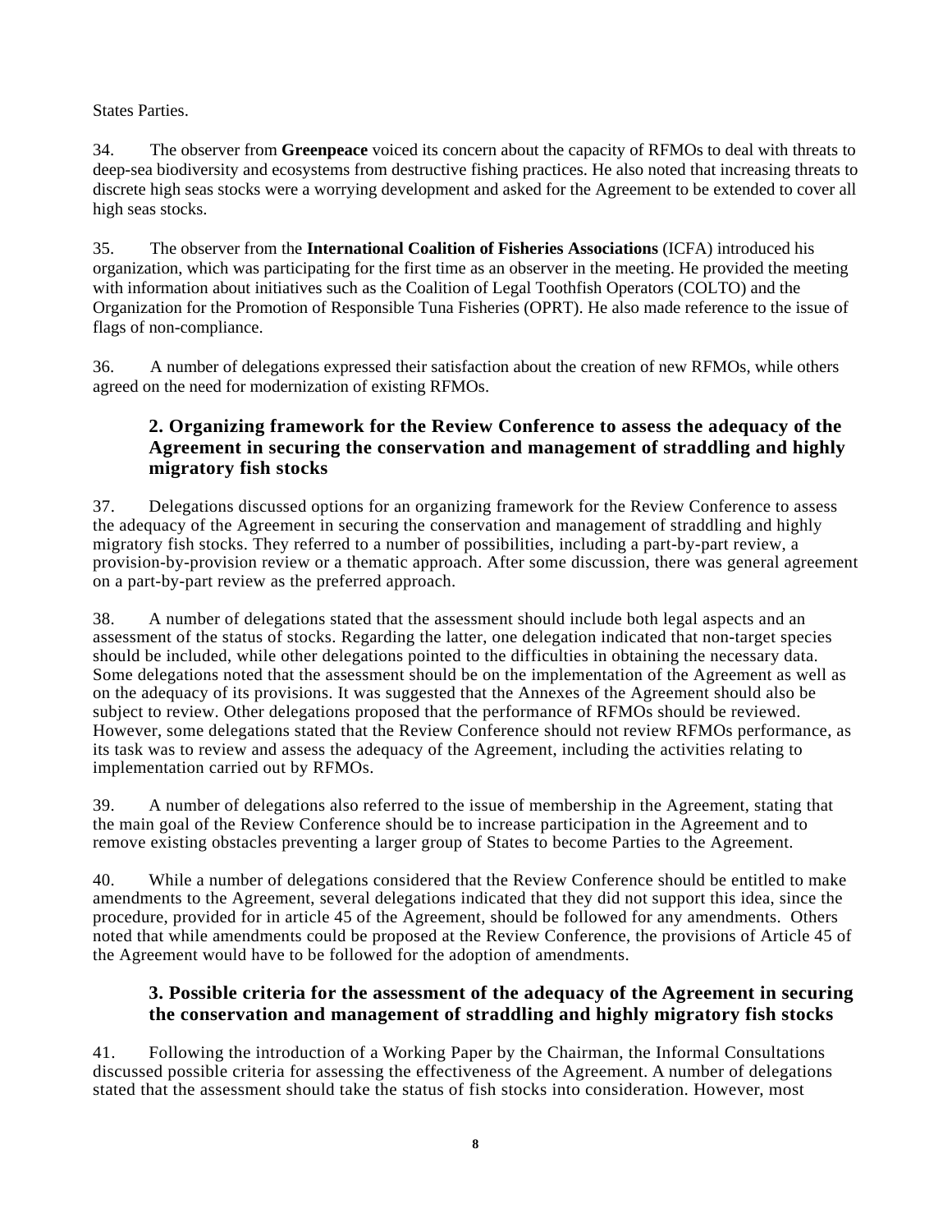States Parties.

34. The observer from **Greenpeace** voiced its concern about the capacity of RFMOs to deal with threats to deep-sea biodiversity and ecosystems from destructive fishing practices. He also noted that increasing threats to discrete high seas stocks were a worrying development and asked for the Agreement to be extended to cover all high seas stocks.

35. The observer from the **International Coalition of Fisheries Associations** (ICFA) introduced his organization, which was participating for the first time as an observer in the meeting. He provided the meeting with information about initiatives such as the Coalition of Legal Toothfish Operators (COLTO) and the Organization for the Promotion of Responsible Tuna Fisheries (OPRT). He also made reference to the issue of flags of non-compliance.

36. A number of delegations expressed their satisfaction about the creation of new RFMOs, while others agreed on the need for modernization of existing RFMOs.

### 2. Organizing framework for the Review Conference to assess the adequacy of the Agreement in securing the conservation and management of straddling and highly migratory fish stocks

37. Delegations discussed options for an organizing framework for the Review Conference to assess the adequacy of the Agreement in securing the conservation and management of straddling and highly migratory fish stocks. They referred to a number of possibilities, including a part-by-part review, a provision-by-provision review or a thematic approach. After some discussion, there was general agreement on a part-by-part review as the preferred approach.

38. A number of delegations stated that the assessment should include both legal aspects and an assessment of the status of stocks. Regarding the latter, one delegation indicated that non-target species should be included, while other delegations pointed to the difficulties in obtaining the necessary data. Some delegations noted that the assessment should be on the implementation of the Agreement as well as on the adequacy of its provisions. It was suggested that the Annexes of the Agreement should also be subject to review. Other delegations proposed that the performance of RFMOs should be reviewed. However, some delegations stated that the Review Conference should not review RFMOs performance, as its task was to review and assess the adequacy of the Agreement, including the activities relating to implementation carried out by RFMOs.

39. A number of delegations also referred to the issue of membership in the Agreement, stating that the main goal of the Review Conference should be to increase participation in the Agreement and to remove existing obstacles preventing a larger group of States to become Parties to the Agreement.

40. While a number of delegations considered that the Review Conference should be entitled to make amendments to the Agreement, several delegations indicated that they did not support this idea, since the procedure, provided for in article 45 of the Agreement, should be followed for any amendments. Others noted that while amendments could be proposed at the Review Conference, the provisions of Article 45 of the Agreement would have to be followed for the adoption of amendments.

### 3. Possible criteria for the assessment of the adequacy of the Agreement in securing the conservation and management of straddling and highly migratory fish stocks

41. Following the introduction of a Working Paper by the Chairman, the Informal Consultations discussed possible criteria for assessing the effectiveness of the Agreement. A number of delegations stated that the assessment should take the status of fish stocks into consideration. However, most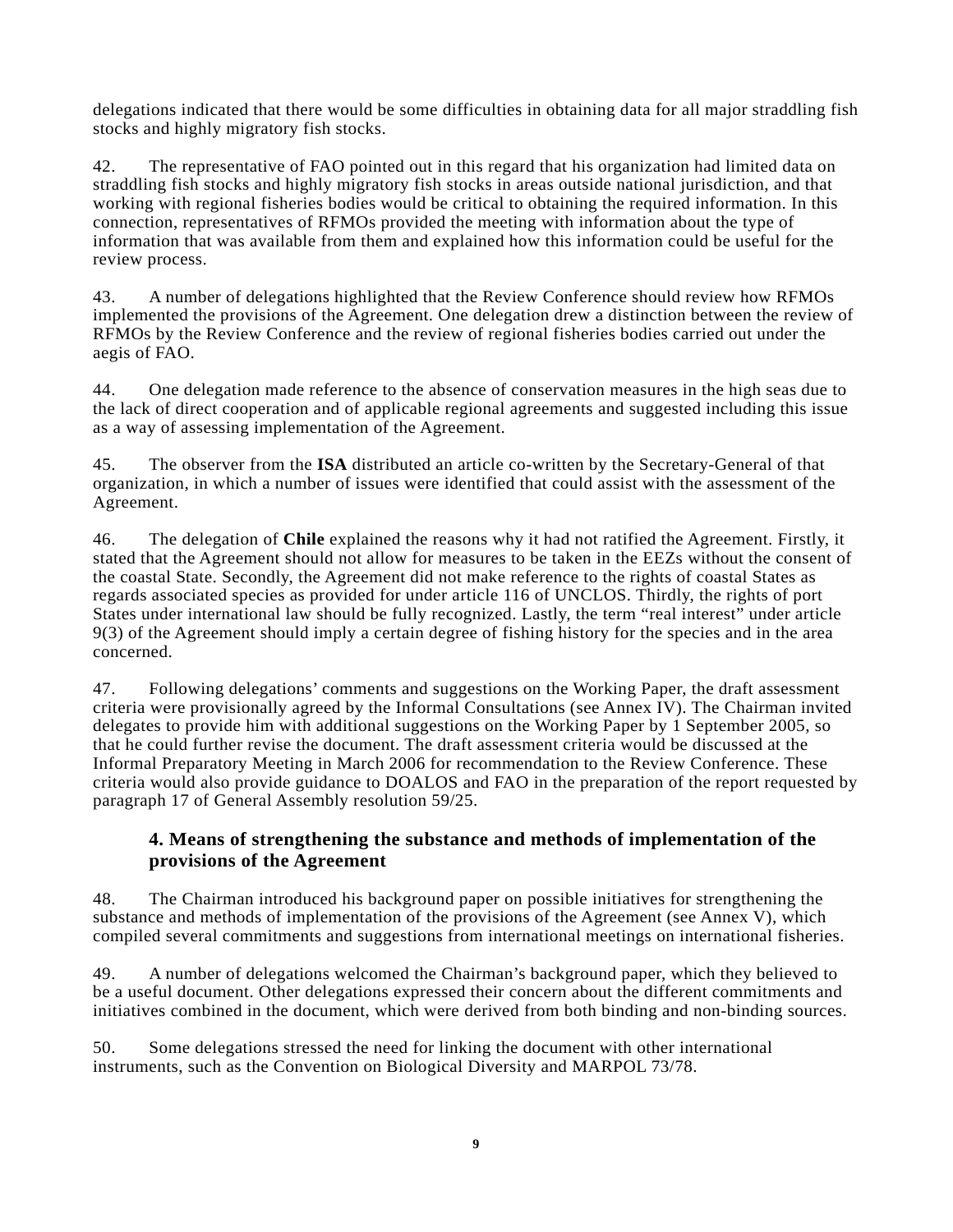delegations indicated that there would be some difficulties in obtaining data for all major straddling fish stocks and highly migratory fish stocks.

42. The representative of FAO pointed out in this regard that his organization had limited data on straddling fish stocks and highly migratory fish stocks in areas outside national jurisdiction, and that working with regional fisheries bodies would be critical to obtaining the required information. In this connection, representatives of RFMOs provided the meeting with information about the type of information that was available from them and explained how this information could be useful for the review process.

43. A number of delegations highlighted that the Review Conference should review how RFMOs implemented the provisions of the Agreement. One delegation drew a distinction between the review of RFMOs by the Review Conference and the review of regional fisheries bodies carried out under the aegis of FAO.

44. One delegation made reference to the absence of conservation measures in the high seas due to the lack of direct cooperation and of applicable regional agreements and suggested including this issue as a way of assessing implementation of the Agreement.

45. The observer from the **ISA** distributed an article co-written by the Secretary-General of that organization, in which a number of issues were identified that could assist with the assessment of the Agreement.

46. The delegation of **Chile** explained the reasons why it had not ratified the Agreement. Firstly, it stated that the Agreement should not allow for measures to be taken in the EEZs without the consent of the coastal State. Secondly, the Agreement did not make reference to the rights of coastal States as regards associated species as provided for under article 116 of UNCLOS. Thirdly, the rights of port States under international law should be fully recognized. Lastly, the term “real interest” under article 9(3) of the Agreement should imply a certain degree of fishing history for the species and in the area concerned.

47. Following delegations’ comments and suggestions on the Working Paper, the draft assessment criteria were provisionally agreed by the Informal Consultations (see Annex IV). The Chairman invited delegates to provide him with additional suggestions on the Working Paper by 1 September 2005, so that he could further revise the document. The draft assessment criteria would be discussed at the Informal Preparatory Meeting in March 2006 for recommendation to the Review Conference. These criteria would also provide guidance to DOALOS and FAO in the preparation of the report requested by paragraph 17 of General Assembly resolution 59/25.

### 4. Means of strengthening the substance and methods of implementation of the provisions of the Agreement

48. The Chairman introduced his background paper on possible initiatives for strengthening the substance and methods of implementation of the provisions of the Agreement (see Annex V), which compiled several commitments and suggestions from international meetings on international fisheries.

49. A number of delegations welcomed the Chairman’s background paper, which they believed to be a useful document. Other delegations expressed their concern about the different commitments and initiatives combined in the document, which were derived from both binding and non-binding sources.

50. Some delegations stressed the need for linking the document with other international instruments, such as the Convention on Biological Diversity and MARPOL 73/78.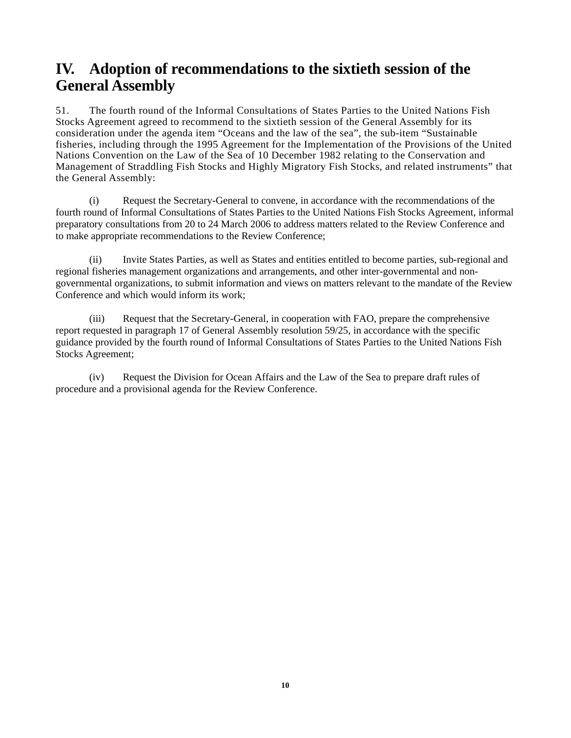# IV. Adoption of recommendations to the sixtieth session of the General Assembly

51. The fourth round of the Informal Consultations of States Parties to the United Nations Fish Stocks Agreement agreed to recommend to the sixtieth session of the General Assembly for its consideration under the agenda item "Oceans and the law of the sea", the sub-item "Sustainable fisheries, including through the 1995 Agreement for the Implementation of the Provisions of the United Nations Convention on the Law of the Sea of 10 December 1982 relating to the Conservation and Management of Straddling Fish Stocks and Highly Migratory Fish Stocks, and related instruments" that the General Assembly:

(i) Request the Secretary-General to convene, in accordance with the recommendations of the fourth round of Informal Consultations of States Parties to the United Nations Fish Stocks Agreement, informal preparatory consultations from 20 to 24 March 2006 to address matters related to the Review Conference and to make appropriate recommendations to the Review Conference;

(ii) Invite States Parties, as well as States and entities entitled to become parties, sub-regional and regional fisheries management organizations and arrangements, and other inter-governmental and non-governmental organizations, to submit information and views on matters relevant to the mandate of the Review Conference and which would inform its work;

(iii) Request that the Secretary-General, in cooperation with FAO, prepare the comprehensive report requested in paragraph 17 of General Assembly resolution 59/25, in accordance with the specific guidance provided by the fourth round of Informal Consultations of States Parties to the United Nations Fish Stocks Agreement;

(iv) Request the Division for Ocean Affairs and the Law of the Sea to prepare draft rules of procedure and a provisional agenda for the Review Conference.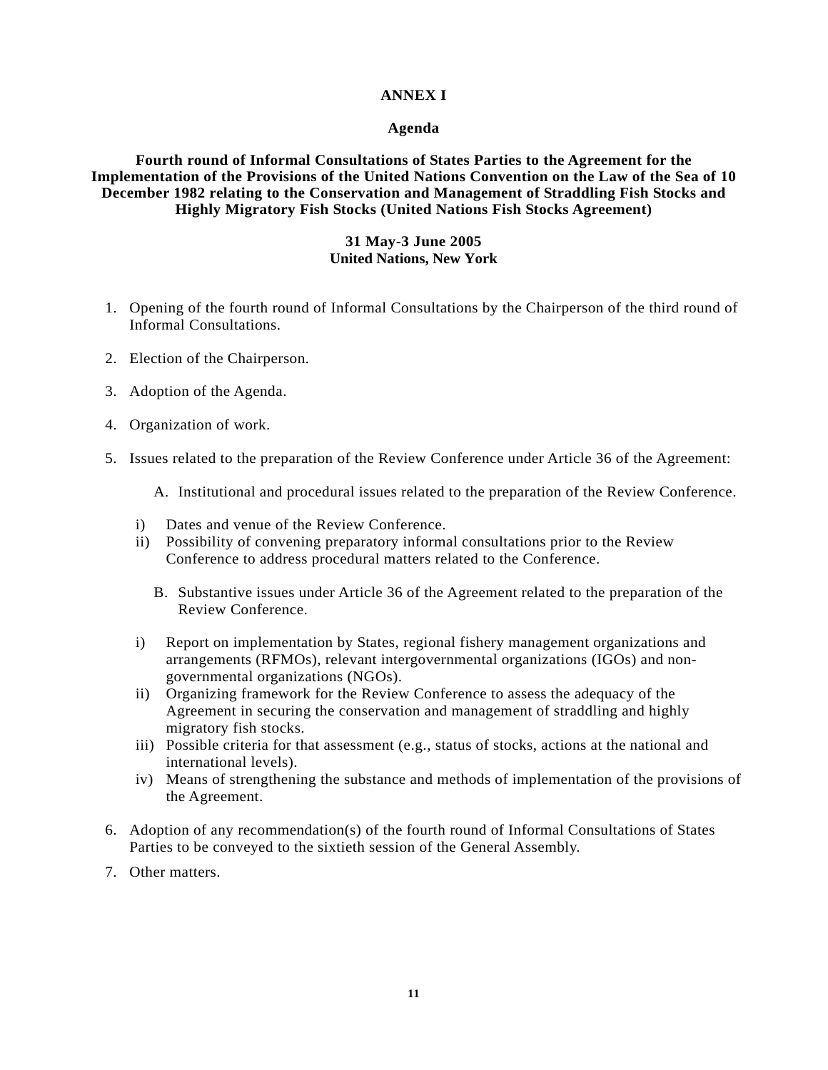# ANNEX I

## Agenda

### Fourth round of Informal Consultations of States Parties to the Agreement for the Implementation of the Provisions of the United Nations Convention on the Law of the Sea of 10 December 1982 relating to the Conservation and Management of Straddling Fish Stocks and Highly Migratory Fish Stocks (United Nations Fish Stocks Agreement)

**31 May-3 June 2005**
**United Nations, New York**

1. Opening of the fourth round of Informal Consultations by the Chairperson of the third round of Informal Consultations.

2. Election of the Chairperson.

3. Adoption of the Agenda.

4. Organization of work.

5. Issues related to the preparation of the Review Conference under Article 36 of the Agreement:

   A. Institutional and procedural issues related to the preparation of the Review Conference.

   i) Dates and venue of the Review Conference.
   ii) Possibility of convening preparatory informal consultations prior to the Review Conference to address procedural matters related to the Conference.

   B. Substantive issues under Article 36 of the Agreement related to the preparation of the Review Conference.

   i) Report on implementation by States, regional fishery management organizations and arrangements (RFMOs), relevant intergovernmental organizations (IGOs) and non-governmental organizations (NGOs).
   ii) Organizing framework for the Review Conference to assess the adequacy of the Agreement in securing the conservation and management of straddling and highly migratory fish stocks.
   iii) Possible criteria for that assessment (e.g., status of stocks, actions at the national and international levels).
   iv) Means of strengthening the substance and methods of implementation of the provisions of the Agreement.

6. Adoption of any recommendation(s) of the fourth round of Informal Consultations of States Parties to be conveyed to the sixtieth session of the General Assembly.

7. Other matters.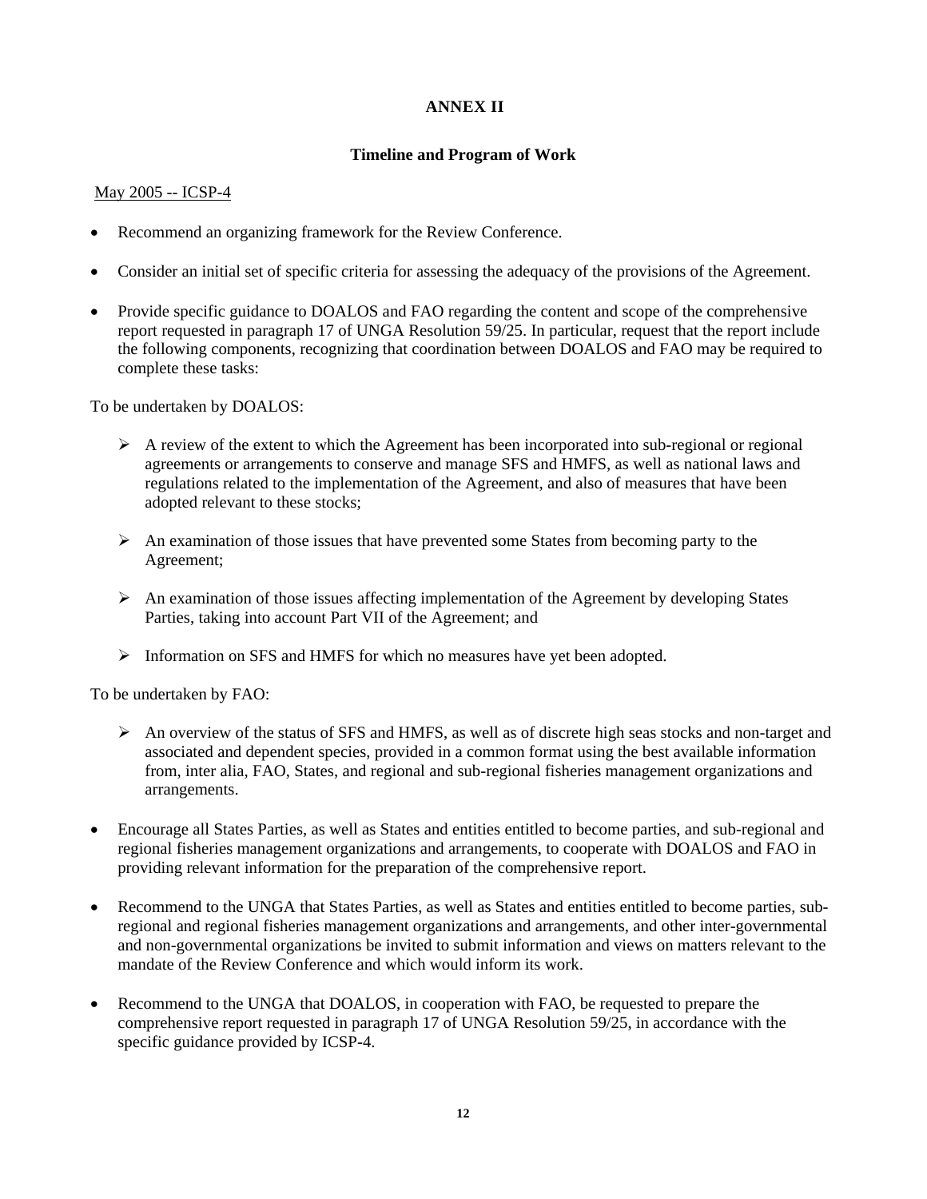# ANNEX II

## Timeline and Program of Work

May 2005 -- ICSP-4

- Recommend an organizing framework for the Review Conference.
- Consider an initial set of specific criteria for assessing the adequacy of the provisions of the Agreement.
- Provide specific guidance to DOALOS and FAO regarding the content and scope of the comprehensive report requested in paragraph 17 of UNGA Resolution 59/25. In particular, request that the report include the following components, recognizing that coordination between DOALOS and FAO may be required to complete these tasks:

To be undertaken by DOALOS:

- A review of the extent to which the Agreement has been incorporated into sub-regional or regional agreements or arrangements to conserve and manage SFS and HMFS, as well as national laws and regulations related to the implementation of the Agreement, and also of measures that have been adopted relevant to these stocks;
- An examination of those issues that have prevented some States from becoming party to the Agreement;
- An examination of those issues affecting implementation of the Agreement by developing States Parties, taking into account Part VII of the Agreement; and
- Information on SFS and HMFS for which no measures have yet been adopted.

To be undertaken by FAO:

- An overview of the status of SFS and HMFS, as well as of discrete high seas stocks and non-target and associated and dependent species, provided in a common format using the best available information from, inter alia, FAO, States, and regional and sub-regional fisheries management organizations and arrangements.

- Encourage all States Parties, as well as States and entities entitled to become parties, and sub-regional and regional fisheries management organizations and arrangements, to cooperate with DOALOS and FAO in providing relevant information for the preparation of the comprehensive report.
- Recommend to the UNGA that States Parties, as well as States and entities entitled to become parties, sub-regional and regional fisheries management organizations and arrangements, and other inter-governmental and non-governmental organizations be invited to submit information and views on matters relevant to the mandate of the Review Conference and which would inform its work.
- Recommend to the UNGA that DOALOS, in cooperation with FAO, be requested to prepare the comprehensive report requested in paragraph 17 of UNGA Resolution 59/25, in accordance with the specific guidance provided by ICSP-4.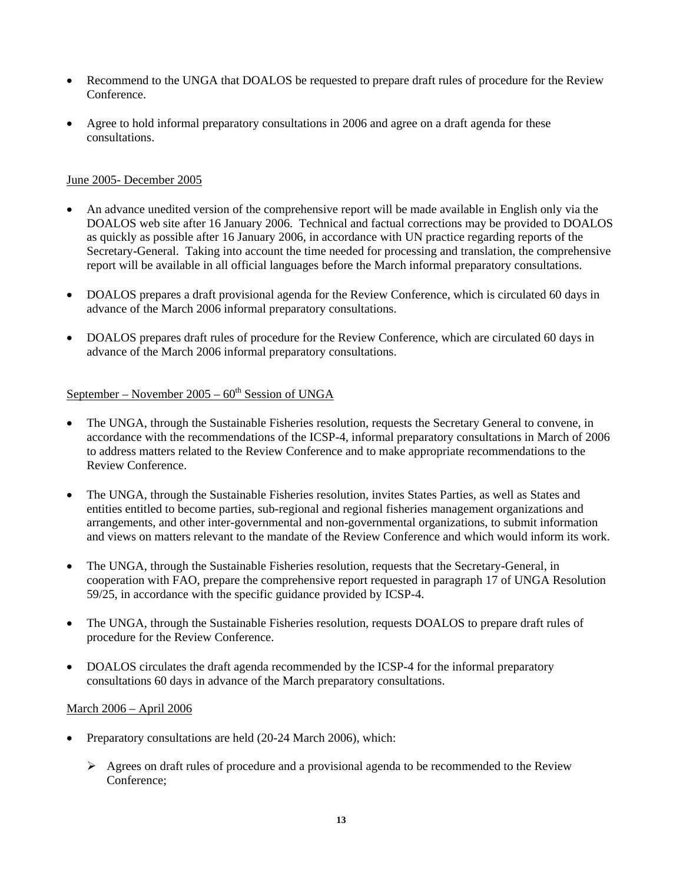- Recommend to the UNGA that DOALOS be requested to prepare draft rules of procedure for the Review Conference.
- Agree to hold informal preparatory consultations in 2006 and agree on a draft agenda for these consultations.

June 2005- December 2005

- An advance unedited version of the comprehensive report will be made available in English only via the DOALOS web site after 16 January 2006. Technical and factual corrections may be provided to DOALOS as quickly as possible after 16 January 2006, in accordance with UN practice regarding reports of the Secretary-General. Taking into account the time needed for processing and translation, the comprehensive report will be available in all official languages before the March informal preparatory consultations.
- DOALOS prepares a draft provisional agenda for the Review Conference, which is circulated 60 days in advance of the March 2006 informal preparatory consultations.
- DOALOS prepares draft rules of procedure for the Review Conference, which are circulated 60 days in advance of the March 2006 informal preparatory consultations.

September – November 2005 – 60th Session of UNGA

- The UNGA, through the Sustainable Fisheries resolution, requests the Secretary General to convene, in accordance with the recommendations of the ICSP-4, informal preparatory consultations in March of 2006 to address matters related to the Review Conference and to make appropriate recommendations to the Review Conference.
- The UNGA, through the Sustainable Fisheries resolution, invites States Parties, as well as States and entities entitled to become parties, sub-regional and regional fisheries management organizations and arrangements, and other inter-governmental and non-governmental organizations, to submit information and views on matters relevant to the mandate of the Review Conference and which would inform its work.
- The UNGA, through the Sustainable Fisheries resolution, requests that the Secretary-General, in cooperation with FAO, prepare the comprehensive report requested in paragraph 17 of UNGA Resolution 59/25, in accordance with the specific guidance provided by ICSP-4.
- The UNGA, through the Sustainable Fisheries resolution, requests DOALOS to prepare draft rules of procedure for the Review Conference.
- DOALOS circulates the draft agenda recommended by the ICSP-4 for the informal preparatory consultations 60 days in advance of the March preparatory consultations.

March 2006 – April 2006

- Preparatory consultations are held (20-24 March 2006), which:
  - Agrees on draft rules of procedure and a provisional agenda to be recommended to the Review Conference;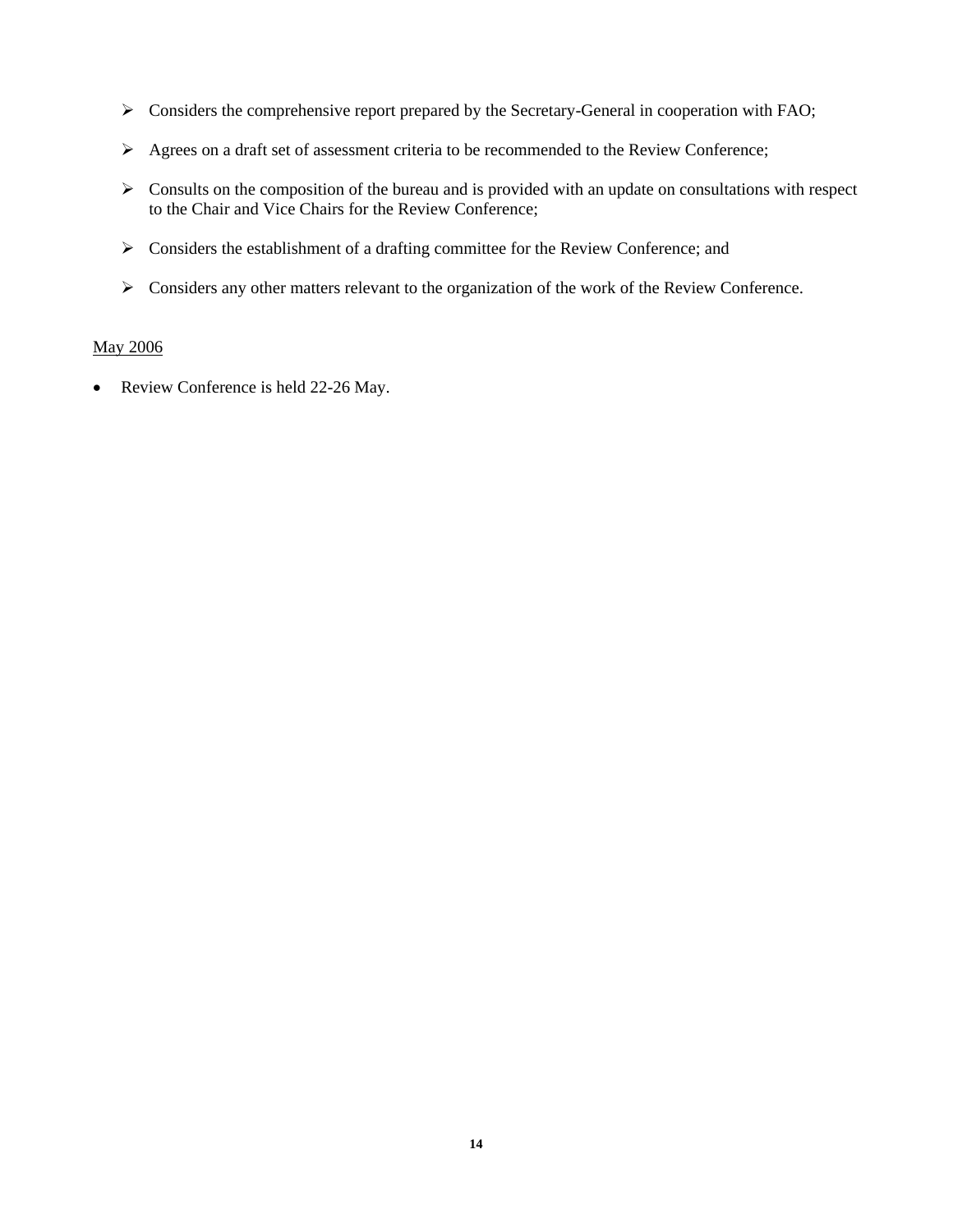- Considers the comprehensive report prepared by the Secretary-General in cooperation with FAO;
- Agrees on a draft set of assessment criteria to be recommended to the Review Conference;
- Consults on the composition of the bureau and is provided with an update on consultations with respect to the Chair and Vice Chairs for the Review Conference;
- Considers the establishment of a drafting committee for the Review Conference; and
- Considers any other matters relevant to the organization of the work of the Review Conference.

<u>May 2006</u>

- Review Conference is held 22-26 May.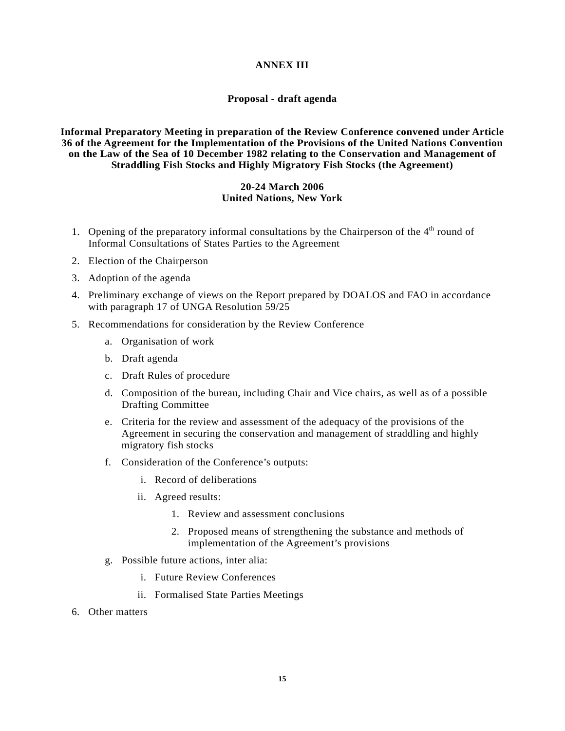# ANNEX III

## Proposal - draft agenda

**Informal Preparatory Meeting in preparation of the Review Conference convened under Article 36 of the Agreement for the Implementation of the Provisions of the United Nations Convention on the Law of the Sea of 10 December 1982 relating to the Conservation and Management of Straddling Fish Stocks and Highly Migratory Fish Stocks (the Agreement)**

**20-24 March 2006**
**United Nations, New York**

1. Opening of the preparatory informal consultations by the Chairperson of the 4th round of Informal Consultations of States Parties to the Agreement
2. Election of the Chairperson
3. Adoption of the agenda
4. Preliminary exchange of views on the Report prepared by DOALOS and FAO in accordance with paragraph 17 of UNGA Resolution 59/25
5. Recommendations for consideration by the Review Conference
    a. Organisation of work
    b. Draft agenda
    c. Draft Rules of procedure
    d. Composition of the bureau, including Chair and Vice chairs, as well as of a possible Drafting Committee
    e. Criteria for the review and assessment of the adequacy of the provisions of the Agreement in securing the conservation and management of straddling and highly migratory fish stocks
    f. Consideration of the Conference's outputs:
        i. Record of deliberations
        ii. Agreed results:
            1. Review and assessment conclusions
            2. Proposed means of strengthening the substance and methods of implementation of the Agreement's provisions
    g. Possible future actions, inter alia:
        i. Future Review Conferences
        ii. Formalised State Parties Meetings
6. Other matters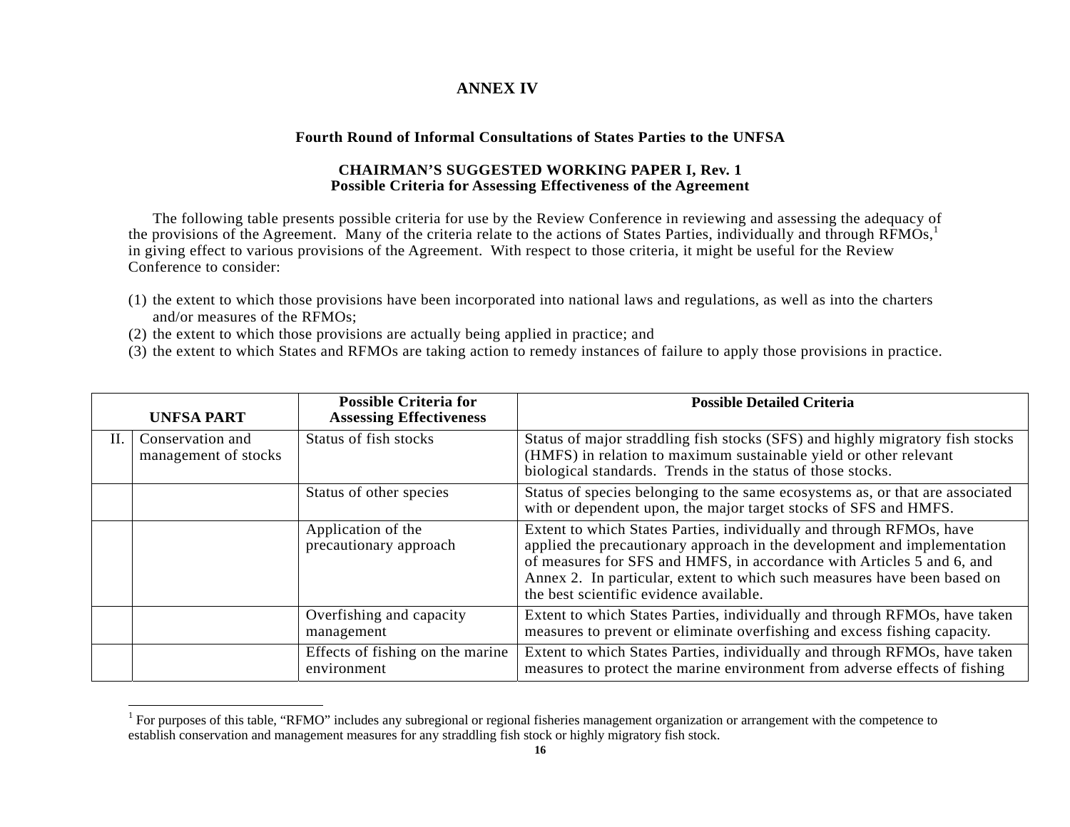# ANNEX IV

### Fourth Round of Informal Consultations of States Parties to the UNFSA

### CHAIRMAN'S SUGGESTED WORKING PAPER I, Rev. 1
### Possible Criteria for Assessing Effectiveness of the Agreement

The following table presents possible criteria for use by the Review Conference in reviewing and assessing the adequacy of the provisions of the Agreement. Many of the criteria relate to the actions of States Parties, individually and through RFMOs,[1] in giving effect to various provisions of the Agreement. With respect to those criteria, it might be useful for the Review Conference to consider:

(1) the extent to which those provisions have been incorporated into national laws and regulations, as well as into the charters and/or measures of the RFMOs;
(2) the extent to which those provisions are actually being applied in practice; and
(3) the extent to which States and RFMOs are taking action to remedy instances of failure to apply those provisions in practice.

| UNFSA PART | | Possible Criteria for Assessing Effectiveness | Possible Detailed Criteria |
|---|---|---|---|
| II. | Conservation and management of stocks | Status of fish stocks | Status of major straddling fish stocks (SFS) and highly migratory fish stocks (HMFS) in relation to maximum sustainable yield or other relevant biological standards. Trends in the status of those stocks. |
| | | Status of other species | Status of species belonging to the same ecosystems as, or that are associated with or dependent upon, the major target stocks of SFS and HMFS. |
| | | Application of the precautionary approach | Extent to which States Parties, individually and through RFMOs, have applied the precautionary approach in the development and implementation of measures for SFS and HMFS, in accordance with Articles 5 and 6, and Annex 2. In particular, extent to which such measures have been based on the best scientific evidence available. |
| | | Overfishing and capacity management | Extent to which States Parties, individually and through RFMOs, have taken measures to prevent or eliminate overfishing and excess fishing capacity. |
| | | Effects of fishing on the marine environment | Extent to which States Parties, individually and through RFMOs, have taken measures to protect the marine environment from adverse effects of fishing |

[1] For purposes of this table, "RFMO" includes any subregional or regional fisheries management organization or arrangement with the competence to establish conservation and management measures for any straddling fish stock or highly migratory fish stock.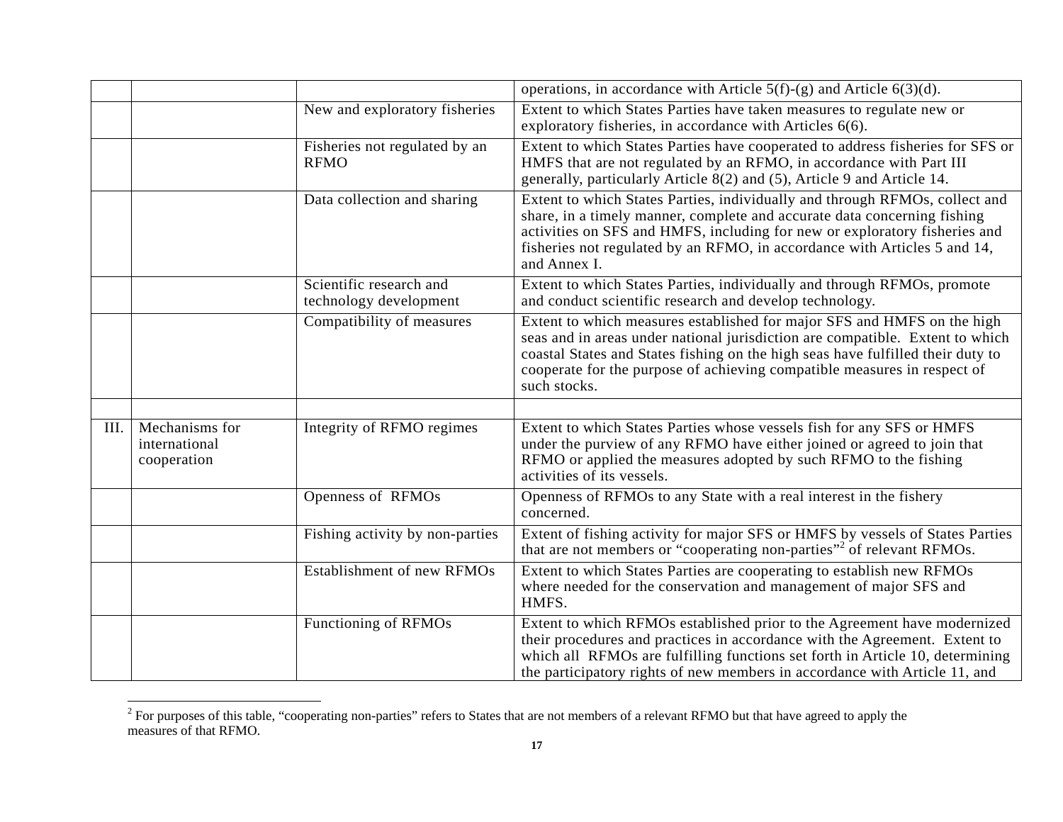| | | | |
|---|---|---|---|
| | | | operations, in accordance with Article 5(f)-(g) and Article 6(3)(d). |
| | | New and exploratory fisheries | Extent to which States Parties have taken measures to regulate new or exploratory fisheries, in accordance with Articles 6(6). |
| | | Fisheries not regulated by an RFMO | Extent to which States Parties have cooperated to address fisheries for SFS or HMFS that are not regulated by an RFMO, in accordance with Part III generally, particularly Article 8(2) and (5), Article 9 and Article 14. |
| | | Data collection and sharing | Extent to which States Parties, individually and through RFMOs, collect and share, in a timely manner, complete and accurate data concerning fishing activities on SFS and HMFS, including for new or exploratory fisheries and fisheries not regulated by an RFMO, in accordance with Articles 5 and 14, and Annex I. |
| | | Scientific research and technology development | Extent to which States Parties, individually and through RFMOs, promote and conduct scientific research and develop technology. |
| | | Compatibility of measures | Extent to which measures established for major SFS and HMFS on the high seas and in areas under national jurisdiction are compatible. Extent to which coastal States and States fishing on the high seas have fulfilled their duty to cooperate for the purpose of achieving compatible measures in respect of such stocks. |
| | | | |
| III. | Mechanisms for international cooperation | Integrity of RFMO regimes | Extent to which States Parties whose vessels fish for any SFS or HMFS under the purview of any RFMO have either joined or agreed to join that RFMO or applied the measures adopted by such RFMO to the fishing activities of its vessels. |
| | | Openness of RFMOs | Openness of RFMOs to any State with a real interest in the fishery concerned. |
| | | Fishing activity by non-parties | Extent of fishing activity for major SFS or HMFS by vessels of States Parties that are not members or "cooperating non-parties"[2] of relevant RFMOs. |
| | | Establishment of new RFMOs | Extent to which States Parties are cooperating to establish new RFMOs where needed for the conservation and management of major SFS and HMFS. |
| | | Functioning of RFMOs | Extent to which RFMOs established prior to the Agreement have modernized their procedures and practices in accordance with the Agreement. Extent to which all RFMOs are fulfilling functions set forth in Article 10, determining the participatory rights of new members in accordance with Article 11, and |

[2] For purposes of this table, "cooperating non-parties" refers to States that are not members of a relevant RFMO but that have agreed to apply the measures of that RFMO.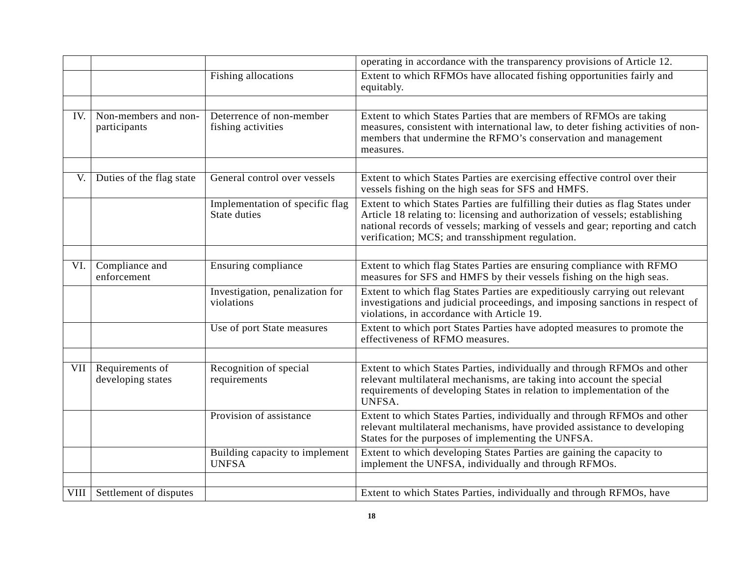| | | | operating in accordance with the transparency provisions of Article 12. |
|---|---|---|---|
| | | Fishing allocations | Extent to which RFMOs have allocated fishing opportunities fairly and equitably. |
| | | | |
| IV. | Non-members and non-participants | Deterrence of non-member fishing activities | Extent to which States Parties that are members of RFMOs are taking measures, consistent with international law, to deter fishing activities of non-members that undermine the RFMO's conservation and management measures. |
| | | | |
| V. | Duties of the flag state | General control over vessels | Extent to which States Parties are exercising effective control over their vessels fishing on the high seas for SFS and HMFS. |
| | | Implementation of specific flag State duties | Extent to which States Parties are fulfilling their duties as flag States under Article 18 relating to: licensing and authorization of vessels; establishing national records of vessels; marking of vessels and gear; reporting and catch verification; MCS; and transshipment regulation. |
| | | | |
| VI. | Compliance and enforcement | Ensuring compliance | Extent to which flag States Parties are ensuring compliance with RFMO measures for SFS and HMFS by their vessels fishing on the high seas. |
| | | Investigation, penalization for violations | Extent to which flag States Parties are expeditiously carrying out relevant investigations and judicial proceedings, and imposing sanctions in respect of violations, in accordance with Article 19. |
| | | Use of port State measures | Extent to which port States Parties have adopted measures to promote the effectiveness of RFMO measures. |
| | | | |
| VII | Requirements of developing states | Recognition of special requirements | Extent to which States Parties, individually and through RFMOs and other relevant multilateral mechanisms, are taking into account the special requirements of developing States in relation to implementation of the UNFSA. |
| | | Provision of assistance | Extent to which States Parties, individually and through RFMOs and other relevant multilateral mechanisms, have provided assistance to developing States for the purposes of implementing the UNFSA. |
| | | Building capacity to implement UNFSA | Extent to which developing States Parties are gaining the capacity to implement the UNFSA, individually and through RFMOs. |
| | | | |
| VIII | Settlement of disputes | | Extent to which States Parties, individually and through RFMOs, have |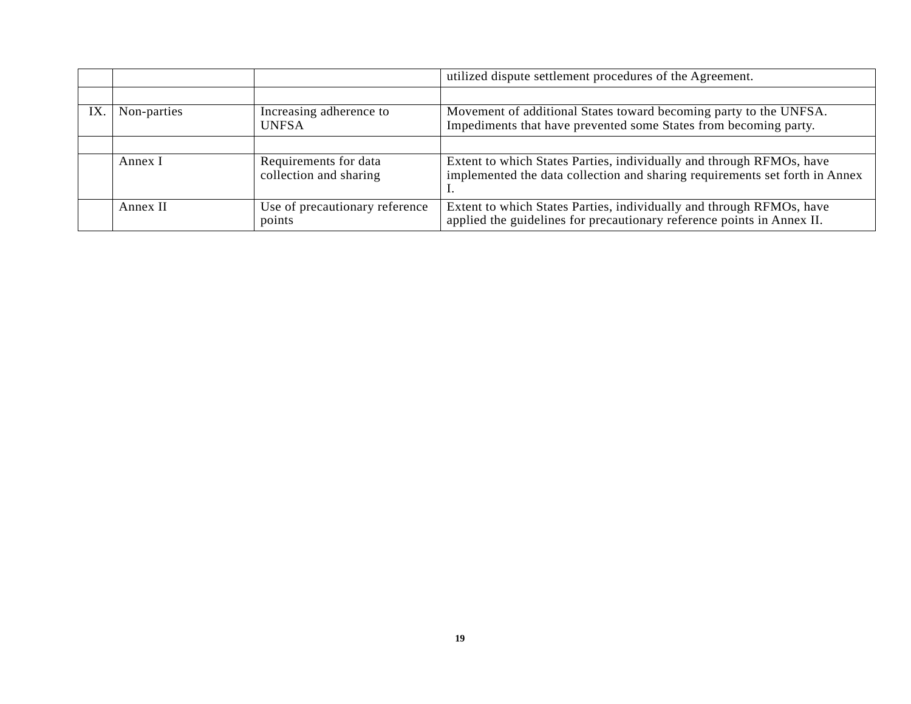| | | | |
|---|---|---|---|
| | | | utilized dispute settlement procedures of the Agreement. |
| | | | |
| IX. | Non-parties | Increasing adherence to UNFSA | Movement of additional States toward becoming party to the UNFSA. Impediments that have prevented some States from becoming party. |
| | | | |
| | Annex I | Requirements for data collection and sharing | Extent to which States Parties, individually and through RFMOs, have implemented the data collection and sharing requirements set forth in Annex I. |
| | Annex II | Use of precautionary reference points | Extent to which States Parties, individually and through RFMOs, have applied the guidelines for precautionary reference points in Annex II. |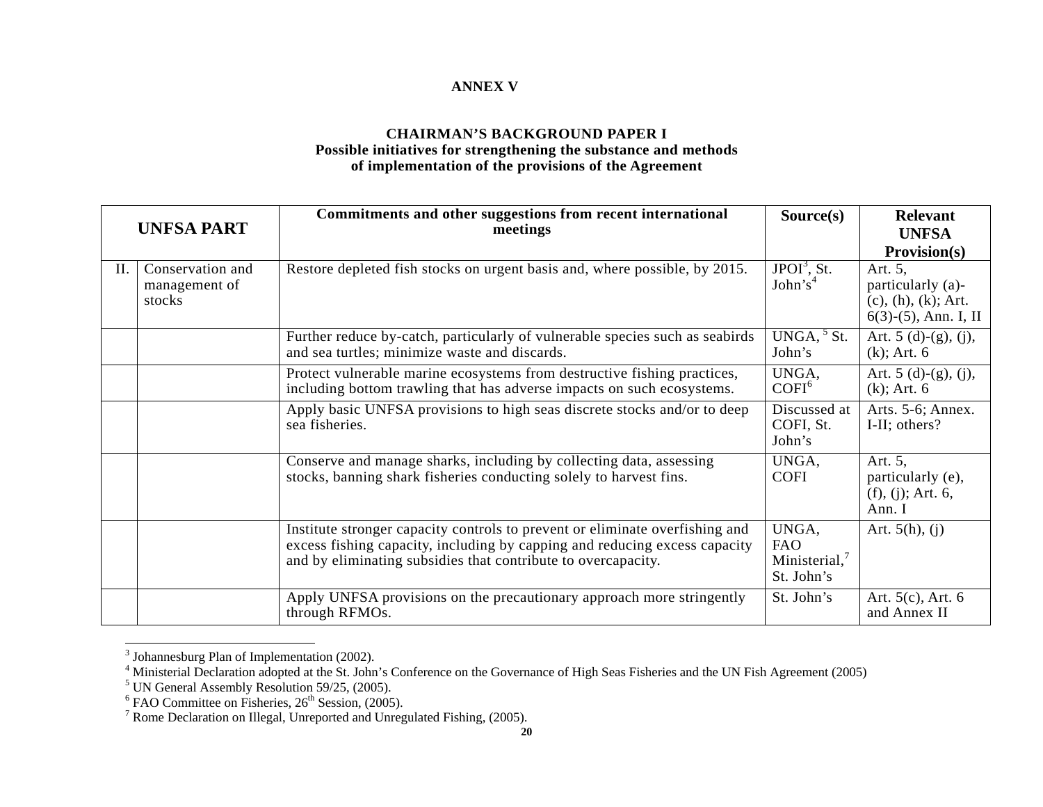**ANNEX V**

**CHAIRMAN'S BACKGROUND PAPER I**
**Possible initiatives for strengthening the substance and methods of implementation of the provisions of the Agreement**

| UNFSA PART | | Commitments and other suggestions from recent international meetings | Source(s) | Relevant UNFSA Provision(s) |
|---|---|---|---|---|
| II. | Conservation and management of stocks | Restore depleted fish stocks on urgent basis and, where possible, by 2015. | JPOI[3], St. John's[4] | Art. 5, particularly (a)-(c), (h), (k); Art. 6(3)-(5), Ann. I, II |
| | | Further reduce by-catch, particularly of vulnerable species such as seabirds and sea turtles; minimize waste and discards. | UNGA, [5] St. John's | Art. 5 (d)-(g), (j), (k); Art. 6 |
| | | Protect vulnerable marine ecosystems from destructive fishing practices, including bottom trawling that has adverse impacts on such ecosystems. | UNGA, COFI[6] | Art. 5 (d)-(g), (j), (k); Art. 6 |
| | | Apply basic UNFSA provisions to high seas discrete stocks and/or to deep sea fisheries. | Discussed at COFI, St. John's | Arts. 5-6; Annex. I-II; others? |
| | | Conserve and manage sharks, including by collecting data, assessing stocks, banning shark fisheries conducting solely to harvest fins. | UNGA, COFI | Art. 5, particularly (e), (f), (j); Art. 6, Ann. I |
| | | Institute stronger capacity controls to prevent or eliminate overfishing and excess fishing capacity, including by capping and reducing excess capacity and by eliminating subsidies that contribute to overcapacity. | UNGA, FAO Ministerial,[7] St. John's | Art. 5(h), (j) |
| | | Apply UNFSA provisions on the precautionary approach more stringently through RFMOs. | St. John's | Art. 5(c), Art. 6 and Annex II |

[3] Johannesburg Plan of Implementation (2002).
[4] Ministerial Declaration adopted at the St. John's Conference on the Governance of High Seas Fisheries and the UN Fish Agreement (2005)
[5] UN General Assembly Resolution 59/25, (2005).
[6] FAO Committee on Fisheries, 26th Session, (2005).
[7] Rome Declaration on Illegal, Unreported and Unregulated Fishing, (2005).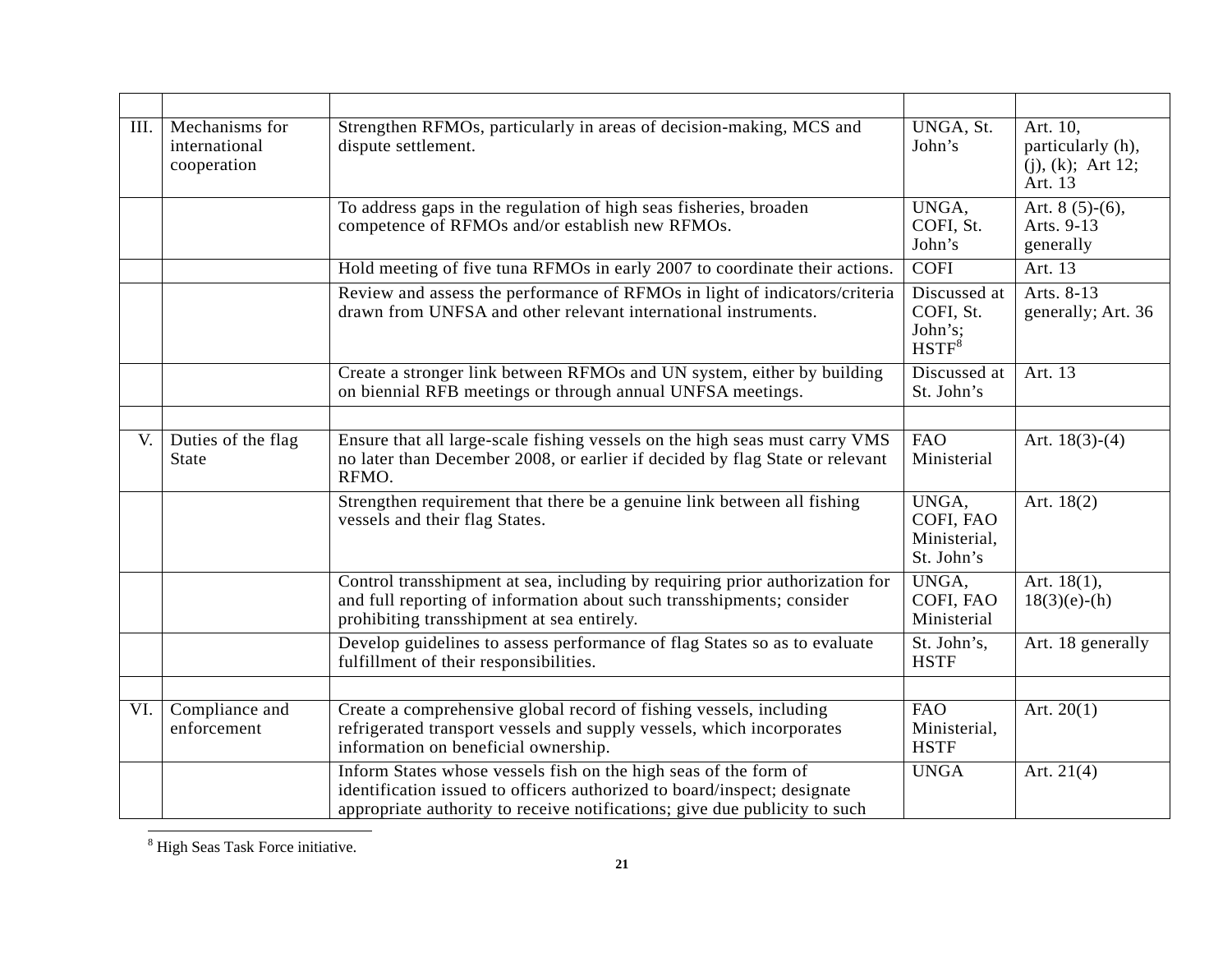| | | | | |
|---|---|---|---|---|
| III. | Mechanisms for international cooperation | Strengthen RFMOs, particularly in areas of decision-making, MCS and dispute settlement. | UNGA, St. John's | Art. 10, particularly (h), (j), (k); Art 12; Art. 13 |
| | | To address gaps in the regulation of high seas fisheries, broaden competence of RFMOs and/or establish new RFMOs. | UNGA, COFI, St. John's | Art. 8 (5)-(6), Arts. 9-13 generally |
| | | Hold meeting of five tuna RFMOs in early 2007 to coordinate their actions. | COFI | Art. 13 |
| | | Review and assess the performance of RFMOs in light of indicators/criteria drawn from UNFSA and other relevant international instruments. | Discussed at COFI, St. John's; HSTF[8] | Arts. 8-13 generally; Art. 36 |
| | | Create a stronger link between RFMOs and UN system, either by building on biennial RFB meetings or through annual UNFSA meetings. | Discussed at St. John's | Art. 13 |
| | | | | |
| V. | Duties of the flag State | Ensure that all large-scale fishing vessels on the high seas must carry VMS no later than December 2008, or earlier if decided by flag State or relevant RFMO. | FAO Ministerial | Art. 18(3)-(4) |
| | | Strengthen requirement that there be a genuine link between all fishing vessels and their flag States. | UNGA, COFI, FAO Ministerial, St. John's | Art. 18(2) |
| | | Control transshipment at sea, including by requiring prior authorization for and full reporting of information about such transshipments; consider prohibiting transshipment at sea entirely. | UNGA, COFI, FAO Ministerial | Art. 18(1), 18(3)(e)-(h) |
| | | Develop guidelines to assess performance of flag States so as to evaluate fulfillment of their responsibilities. | St. John's, HSTF | Art. 18 generally |
| | | | | |
| VI. | Compliance and enforcement | Create a comprehensive global record of fishing vessels, including refrigerated transport vessels and supply vessels, which incorporates information on beneficial ownership. | FAO Ministerial, HSTF | Art. 20(1) |
| | | Inform States whose vessels fish on the high seas of the form of identification issued to officers authorized to board/inspect; designate appropriate authority to receive notifications; give due publicity to such | UNGA | Art. 21(4) |

[8] High Seas Task Force initiative.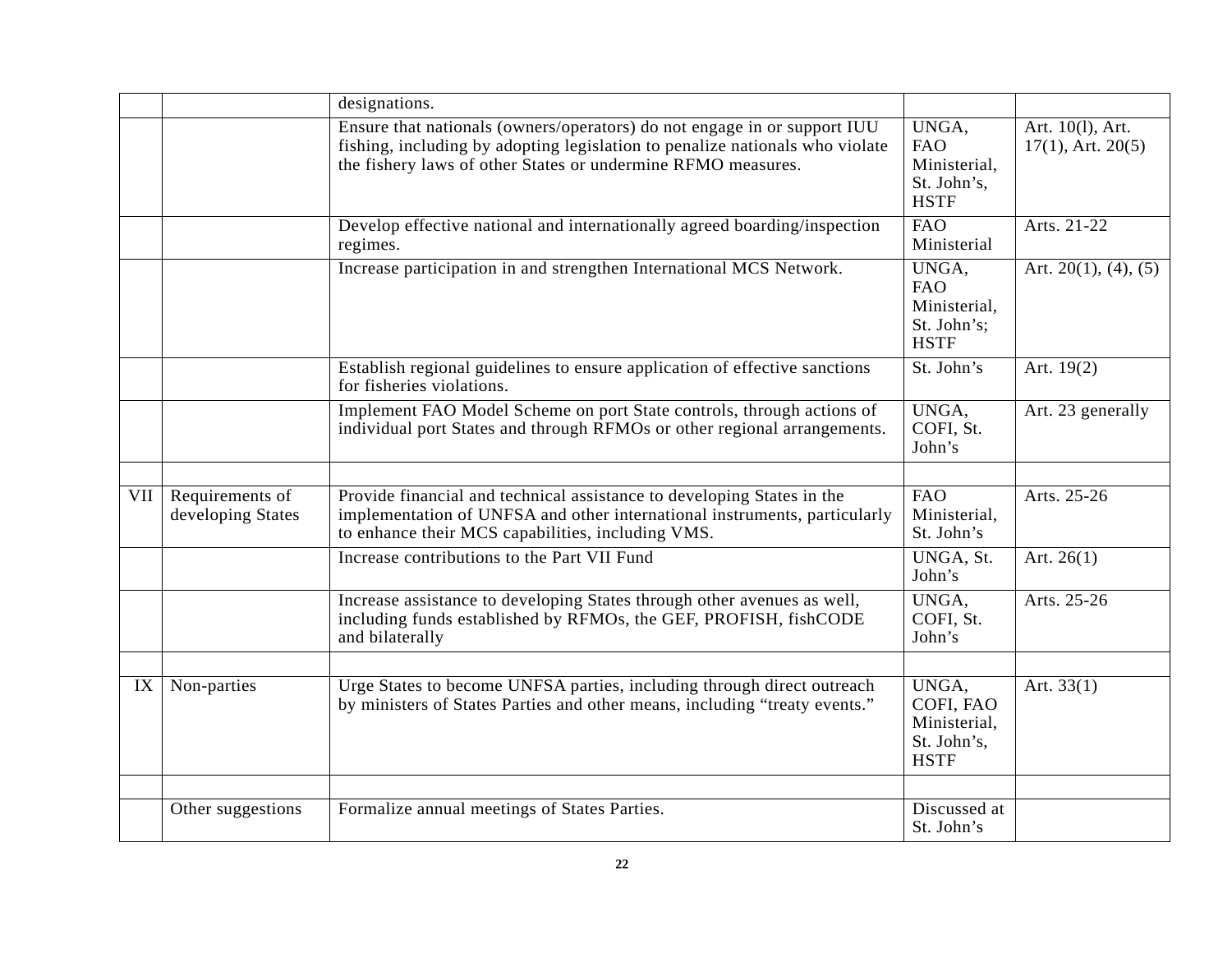| | | | | |
|---|---|---|---|---|
| | | designations. | | |
| | | Ensure that nationals (owners/operators) do not engage in or support IUU fishing, including by adopting legislation to penalize nationals who violate the fishery laws of other States or undermine RFMO measures. | UNGA, FAO Ministerial, St. John's, HSTF | Art. 10(l), Art. 17(1), Art. 20(5) |
| | | Develop effective national and internationally agreed boarding/inspection regimes. | FAO Ministerial | Arts. 21-22 |
| | | Increase participation in and strengthen International MCS Network. | UNGA, FAO Ministerial, St. John's; HSTF | Art. 20(1), (4), (5) |
| | | Establish regional guidelines to ensure application of effective sanctions for fisheries violations. | St. John's | Art. 19(2) |
| | | Implement FAO Model Scheme on port State controls, through actions of individual port States and through RFMOs or other regional arrangements. | UNGA, COFI, St. John's | Art. 23 generally |
| | | | | |
| VII | Requirements of developing States | Provide financial and technical assistance to developing States in the implementation of UNFSA and other international instruments, particularly to enhance their MCS capabilities, including VMS. | FAO Ministerial, St. John's | Arts. 25-26 |
| | | Increase contributions to the Part VII Fund | UNGA, St. John's | Art. 26(1) |
| | | Increase assistance to developing States through other avenues as well, including funds established by RFMOs, the GEF, PROFISH, fishCODE and bilaterally | UNGA, COFI, St. John's | Arts. 25-26 |
| | | | | |
| IX | Non-parties | Urge States to become UNFSA parties, including through direct outreach by ministers of States Parties and other means, including "treaty events." | UNGA, COFI, FAO Ministerial, St. John's, HSTF | Art. 33(1) |
| | | | | |
| | Other suggestions | Formalize annual meetings of States Parties. | Discussed at St. John's | |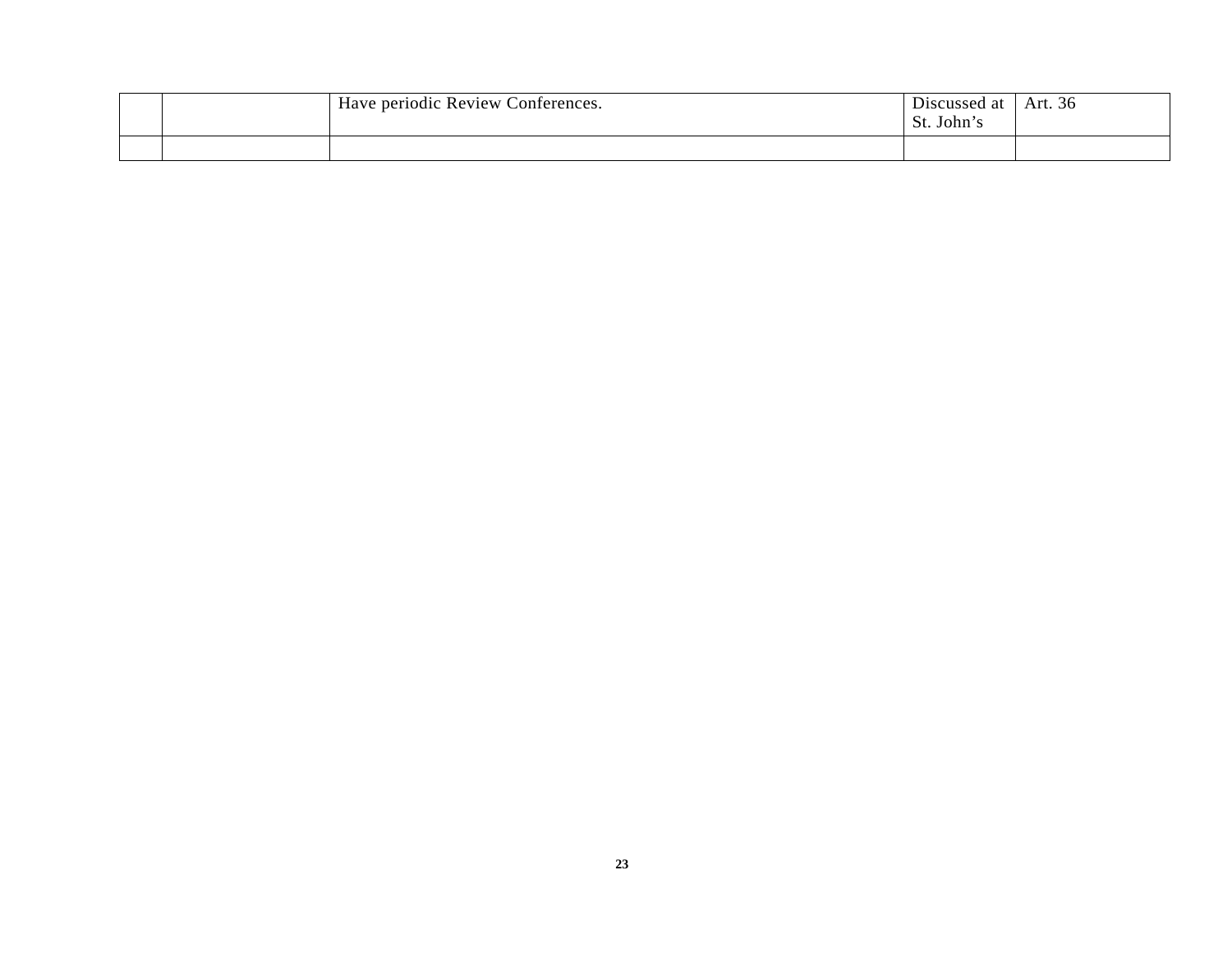| | | | | |
|---|---|---|---|---|
| | | Have periodic Review Conferences. | Discussed at St. John’s | Art. 36 |
| | | | | |